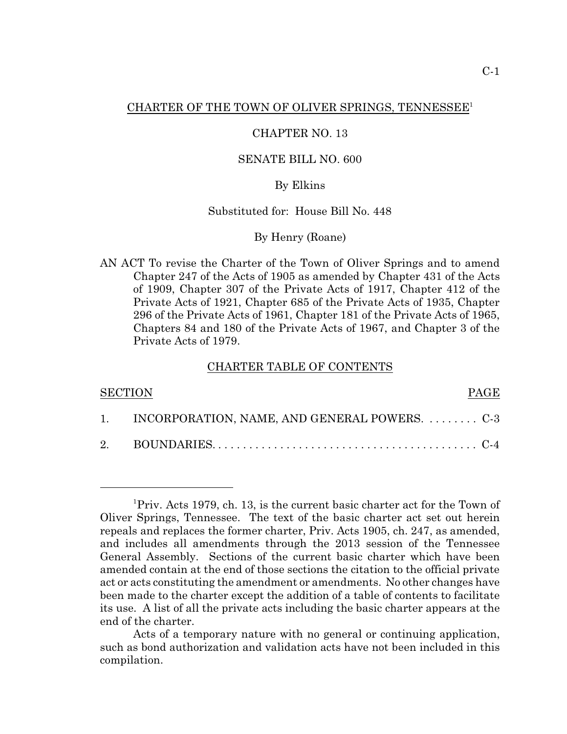# CHARTER OF THE TOWN OF OLIVER SPRINGS, TENNESSEE[1]

CHAPTER NO. 13

SENATE BILL NO. 600

By Elkins

Substituted for: House Bill No. 448

By Henry (Roane)

AN ACT To revise the Charter of the Town of Oliver Springs and to amend Chapter 247 of the Acts of 1905 as amended by Chapter 431 of the Acts of 1909, Chapter 307 of the Private Acts of 1917, Chapter 412 of the Private Acts of 1921, Chapter 685 of the Private Acts of 1935, Chapter 296 of the Private Acts of 1961, Chapter 181 of the Private Acts of 1965, Chapters 84 and 180 of the Private Acts of 1967, and Chapter 3 of the Private Acts of 1979.

## CHARTER TABLE OF CONTENTS

| SECTION | | PAGE |
|---|---|---|
| 1. | INCORPORATION, NAME, AND GENERAL POWERS | C-3 |
| 2. | BOUNDARIES | C-4 |

---

[1] Priv. Acts 1979, ch. 13, is the current basic charter act for the Town of Oliver Springs, Tennessee. The text of the basic charter act set out herein repeals and replaces the former charter, Priv. Acts 1905, ch. 247, as amended, and includes all amendments through the 2013 session of the Tennessee General Assembly. Sections of the current basic charter which have been amended contain at the end of those sections the citation to the official private act or acts constituting the amendment or amendments. No other changes have been made to the charter except the addition of a table of contents to facilitate its use. A list of all the private acts including the basic charter appears at the end of the charter.

Acts of a temporary nature with no general or continuing application, such as bond authorization and validation acts have not been included in this compilation.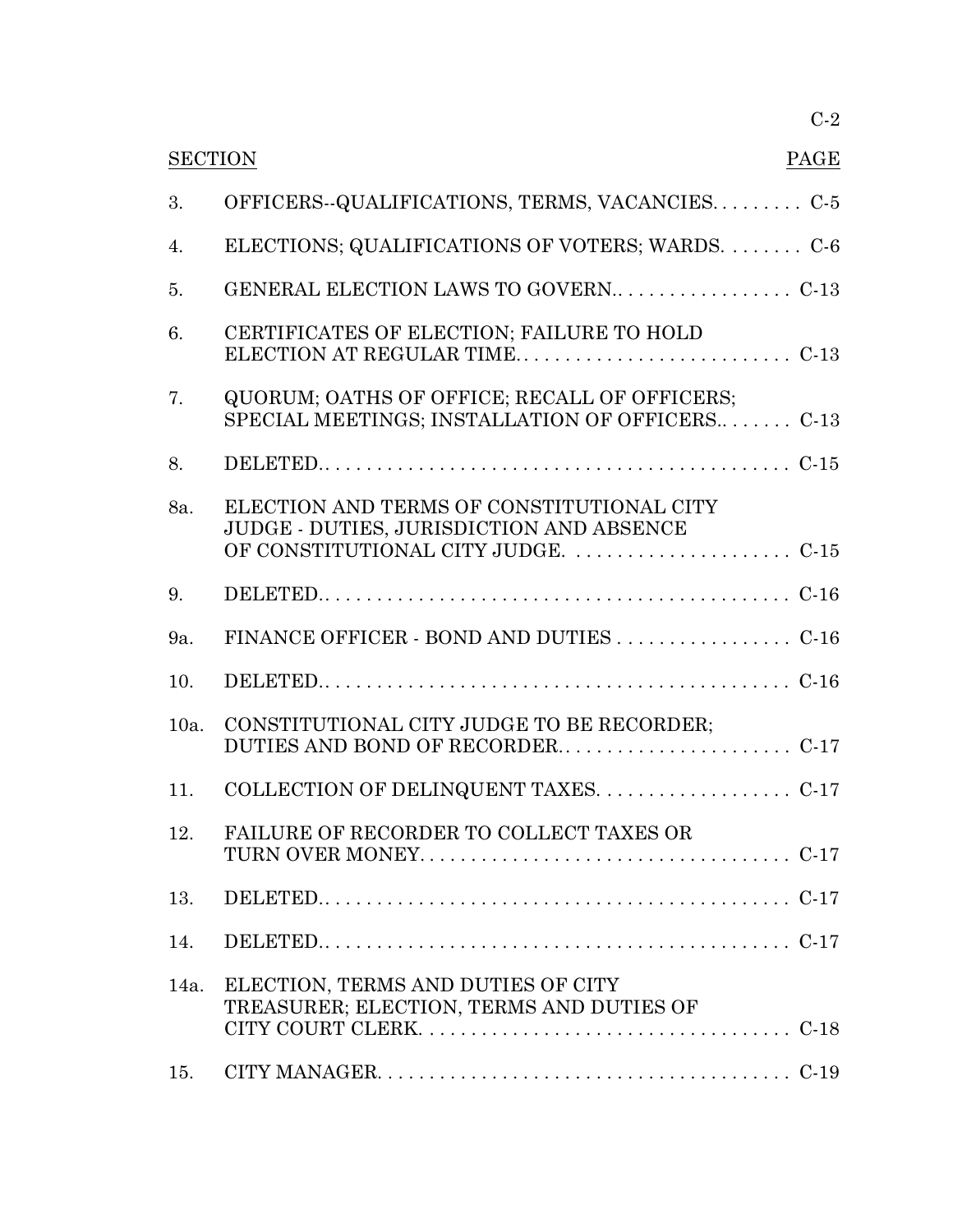| SECTION | | PAGE |
|---|---|---|
| 3. | OFFICERS--QUALIFICATIONS, TERMS, VACANCIES | C-5 |
| 4. | ELECTIONS; QUALIFICATIONS OF VOTERS; WARDS. | C-6 |
| 5. | GENERAL ELECTION LAWS TO GOVERN. | C-13 |
| 6. | CERTIFICATES OF ELECTION; FAILURE TO HOLD ELECTION AT REGULAR TIME | C-13 |
| 7. | QUORUM; OATHS OF OFFICE; RECALL OF OFFICERS; SPECIAL MEETINGS; INSTALLATION OF OFFICERS. | C-13 |
| 8. | DELETED. | C-15 |
| 8a. | ELECTION AND TERMS OF CONSTITUTIONAL CITY JUDGE - DUTIES, JURISDICTION AND ABSENCE OF CONSTITUTIONAL CITY JUDGE. | C-15 |
| 9. | DELETED. | C-16 |
| 9a. | FINANCE OFFICER - BOND AND DUTIES | C-16 |
| 10. | DELETED. | C-16 |
| 10a. | CONSTITUTIONAL CITY JUDGE TO BE RECORDER; DUTIES AND BOND OF RECORDER. | C-17 |
| 11. | COLLECTION OF DELINQUENT TAXES. | C-17 |
| 12. | FAILURE OF RECORDER TO COLLECT TAXES OR TURN OVER MONEY | C-17 |
| 13. | DELETED. | C-17 |
| 14. | DELETED. | C-17 |
| 14a. | ELECTION, TERMS AND DUTIES OF CITY TREASURER; ELECTION, TERMS AND DUTIES OF CITY COURT CLERK. | C-18 |
| 15. | CITY MANAGER. | C-19 |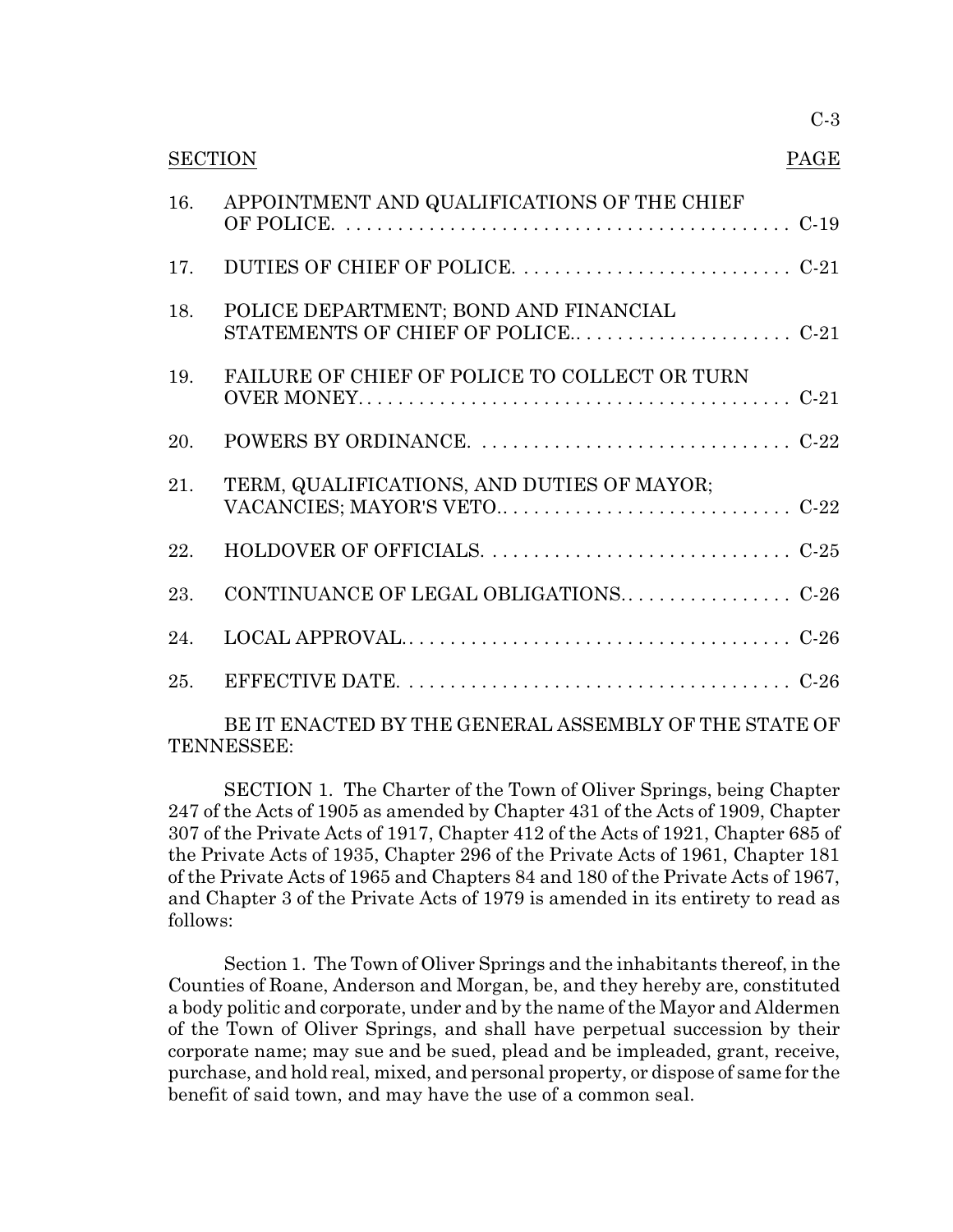| SECTION | | PAGE |
| --- | --- | --- |
| 16. | APPOINTMENT AND QUALIFICATIONS OF THE CHIEF OF POLICE. | C-19 |
| 17. | DUTIES OF CHIEF OF POLICE. | C-21 |
| 18. | POLICE DEPARTMENT; BOND AND FINANCIAL STATEMENTS OF CHIEF OF POLICE. | C-21 |
| 19. | FAILURE OF CHIEF OF POLICE TO COLLECT OR TURN OVER MONEY. | C-21 |
| 20. | POWERS BY ORDINANCE. | C-22 |
| 21. | TERM, QUALIFICATIONS, AND DUTIES OF MAYOR; VACANCIES; MAYOR'S VETO. | C-22 |
| 22. | HOLDOVER OF OFFICIALS. | C-25 |
| 23. | CONTINUANCE OF LEGAL OBLIGATIONS. | C-26 |
| 24. | LOCAL APPROVAL. | C-26 |
| 25. | EFFECTIVE DATE. | C-26 |

BE IT ENACTED BY THE GENERAL ASSEMBLY OF THE STATE OF TENNESSEE:

SECTION 1. The Charter of the Town of Oliver Springs, being Chapter 247 of the Acts of 1905 as amended by Chapter 431 of the Acts of 1909, Chapter 307 of the Private Acts of 1917, Chapter 412 of the Acts of 1921, Chapter 685 of the Private Acts of 1935, Chapter 296 of the Private Acts of 1961, Chapter 181 of the Private Acts of 1965 and Chapters 84 and 180 of the Private Acts of 1967, and Chapter 3 of the Private Acts of 1979 is amended in its entirety to read as follows:

Section 1. The Town of Oliver Springs and the inhabitants thereof, in the Counties of Roane, Anderson and Morgan, be, and they hereby are, constituted a body politic and corporate, under and by the name of the Mayor and Aldermen of the Town of Oliver Springs, and shall have perpetual succession by their corporate name; may sue and be sued, plead and be impleaded, grant, receive, purchase, and hold real, mixed, and personal property, or dispose of same for the benefit of said town, and may have the use of a common seal.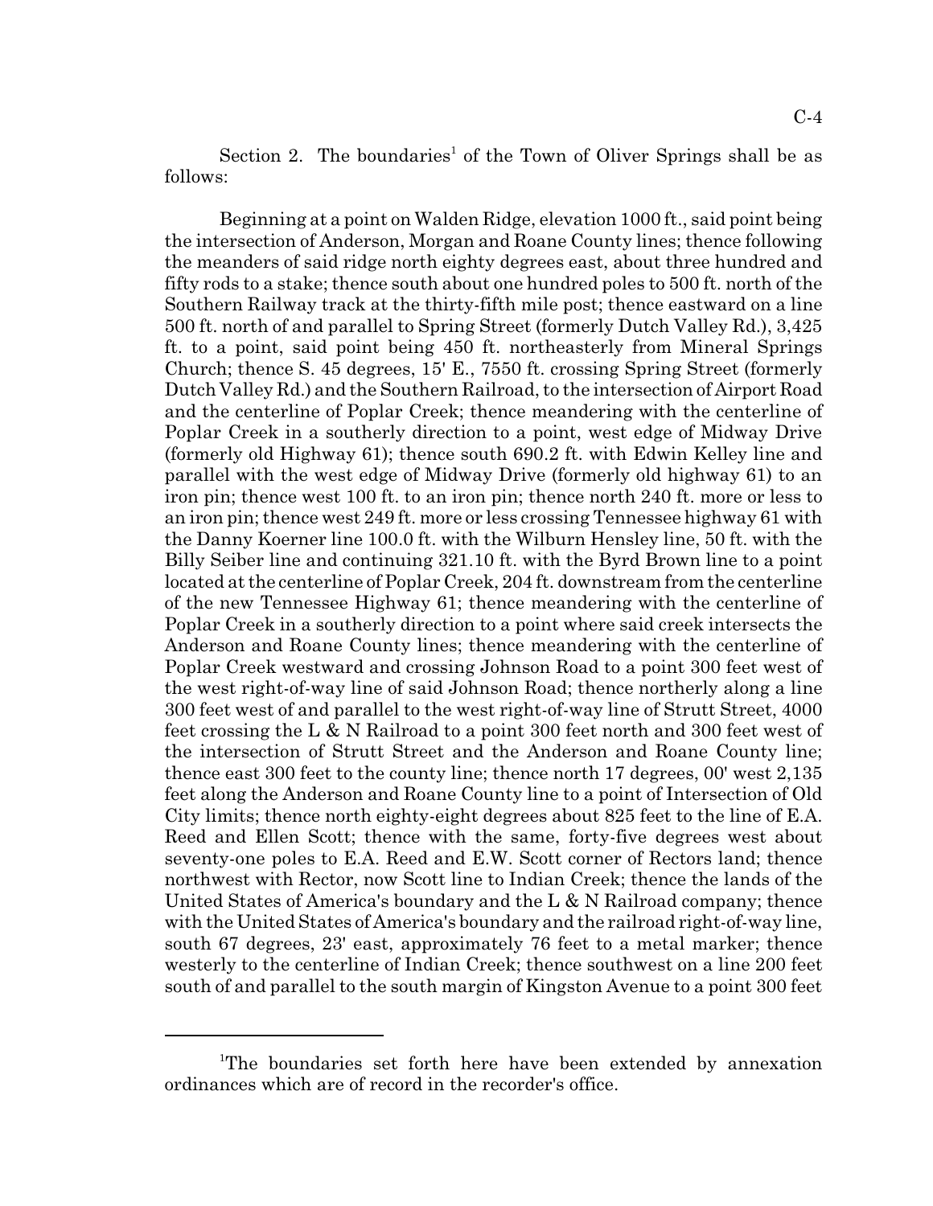Section 2. The boundaries[1] of the Town of Oliver Springs shall be as follows:

Beginning at a point on Walden Ridge, elevation 1000 ft., said point being the intersection of Anderson, Morgan and Roane County lines; thence following the meanders of said ridge north eighty degrees east, about three hundred and fifty rods to a stake; thence south about one hundred poles to 500 ft. north of the Southern Railway track at the thirty-fifth mile post; thence eastward on a line 500 ft. north of and parallel to Spring Street (formerly Dutch Valley Rd.), 3,425 ft. to a point, said point being 450 ft. northeasterly from Mineral Springs Church; thence S. 45 degrees, 15' E., 7550 ft. crossing Spring Street (formerly Dutch Valley Rd.) and the Southern Railroad, to the intersection of Airport Road and the centerline of Poplar Creek; thence meandering with the centerline of Poplar Creek in a southerly direction to a point, west edge of Midway Drive (formerly old Highway 61); thence south 690.2 ft. with Edwin Kelley line and parallel with the west edge of Midway Drive (formerly old highway 61) to an iron pin; thence west 100 ft. to an iron pin; thence north 240 ft. more or less to an iron pin; thence west 249 ft. more or less crossing Tennessee highway 61 with the Danny Koerner line 100.0 ft. with the Wilburn Hensley line, 50 ft. with the Billy Seiber line and continuing 321.10 ft. with the Byrd Brown line to a point located at the centerline of Poplar Creek, 204 ft. downstream from the centerline of the new Tennessee Highway 61; thence meandering with the centerline of Poplar Creek in a southerly direction to a point where said creek intersects the Anderson and Roane County lines; thence meandering with the centerline of Poplar Creek westward and crossing Johnson Road to a point 300 feet west of the west right-of-way line of said Johnson Road; thence northerly along a line 300 feet west of and parallel to the west right-of-way line of Strutt Street, 4000 feet crossing the L & N Railroad to a point 300 feet north and 300 feet west of the intersection of Strutt Street and the Anderson and Roane County line; thence east 300 feet to the county line; thence north 17 degrees, 00' west 2,135 feet along the Anderson and Roane County line to a point of Intersection of Old City limits; thence north eighty-eight degrees about 825 feet to the line of E.A. Reed and Ellen Scott; thence with the same, forty-five degrees west about seventy-one poles to E.A. Reed and E.W. Scott corner of Rectors land; thence northwest with Rector, now Scott line to Indian Creek; thence the lands of the United States of America's boundary and the L & N Railroad company; thence with the United States of America's boundary and the railroad right-of-way line, south 67 degrees, 23' east, approximately 76 feet to a metal marker; thence westerly to the centerline of Indian Creek; thence southwest on a line 200 feet south of and parallel to the south margin of Kingston Avenue to a point 300 feet

---

[1] The boundaries set forth here have been extended by annexation ordinances which are of record in the recorder's office.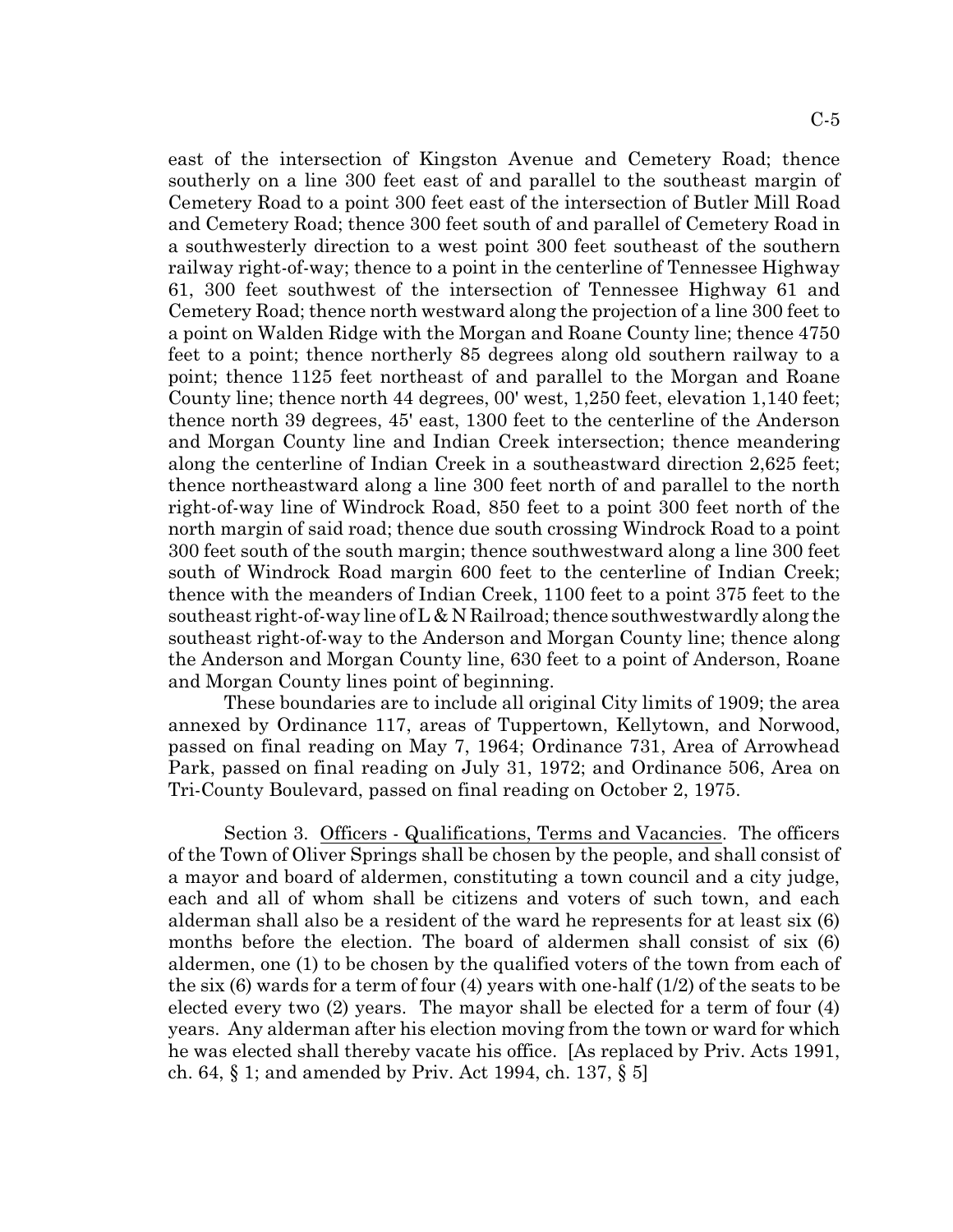east of the intersection of Kingston Avenue and Cemetery Road; thence southerly on a line 300 feet east of and parallel to the southeast margin of Cemetery Road to a point 300 feet east of the intersection of Butler Mill Road and Cemetery Road; thence 300 feet south of and parallel of Cemetery Road in a southwesterly direction to a west point 300 feet southeast of the southern railway right-of-way; thence to a point in the centerline of Tennessee Highway 61, 300 feet southwest of the intersection of Tennessee Highway 61 and Cemetery Road; thence north westward along the projection of a line 300 feet to a point on Walden Ridge with the Morgan and Roane County line; thence 4750 feet to a point; thence northerly 85 degrees along old southern railway to a point; thence 1125 feet northeast of and parallel to the Morgan and Roane County line; thence north 44 degrees, 00' west, 1,250 feet, elevation 1,140 feet; thence north 39 degrees, 45' east, 1300 feet to the centerline of the Anderson and Morgan County line and Indian Creek intersection; thence meandering along the centerline of Indian Creek in a southeastward direction 2,625 feet; thence northeastward along a line 300 feet north of and parallel to the north right-of-way line of Windrock Road, 850 feet to a point 300 feet north of the north margin of said road; thence due south crossing Windrock Road to a point 300 feet south of the south margin; thence southwestward along a line 300 feet south of Windrock Road margin 600 feet to the centerline of Indian Creek; thence with the meanders of Indian Creek, 1100 feet to a point 375 feet to the southeast right-of-way line of L & N Railroad; thence southwestwardly along the southeast right-of-way to the Anderson and Morgan County line; thence along the Anderson and Morgan County line, 630 feet to a point of Anderson, Roane and Morgan County lines point of beginning.

These boundaries are to include all original City limits of 1909; the area annexed by Ordinance 117, areas of Tuppertown, Kellytown, and Norwood, passed on final reading on May 7, 1964; Ordinance 731, Area of Arrowhead Park, passed on final reading on July 31, 1972; and Ordinance 506, Area on Tri-County Boulevard, passed on final reading on October 2, 1975.

Section 3. Officers - Qualifications, Terms and Vacancies. The officers of the Town of Oliver Springs shall be chosen by the people, and shall consist of a mayor and board of aldermen, constituting a town council and a city judge, each and all of whom shall be citizens and voters of such town, and each alderman shall also be a resident of the ward he represents for at least six (6) months before the election. The board of aldermen shall consist of six (6) aldermen, one (1) to be chosen by the qualified voters of the town from each of the six (6) wards for a term of four (4) years with one-half (1/2) of the seats to be elected every two (2) years. The mayor shall be elected for a term of four (4) years. Any alderman after his election moving from the town or ward for which he was elected shall thereby vacate his office. [As replaced by Priv. Acts 1991, ch. 64, § 1; and amended by Priv. Act 1994, ch. 137, § 5]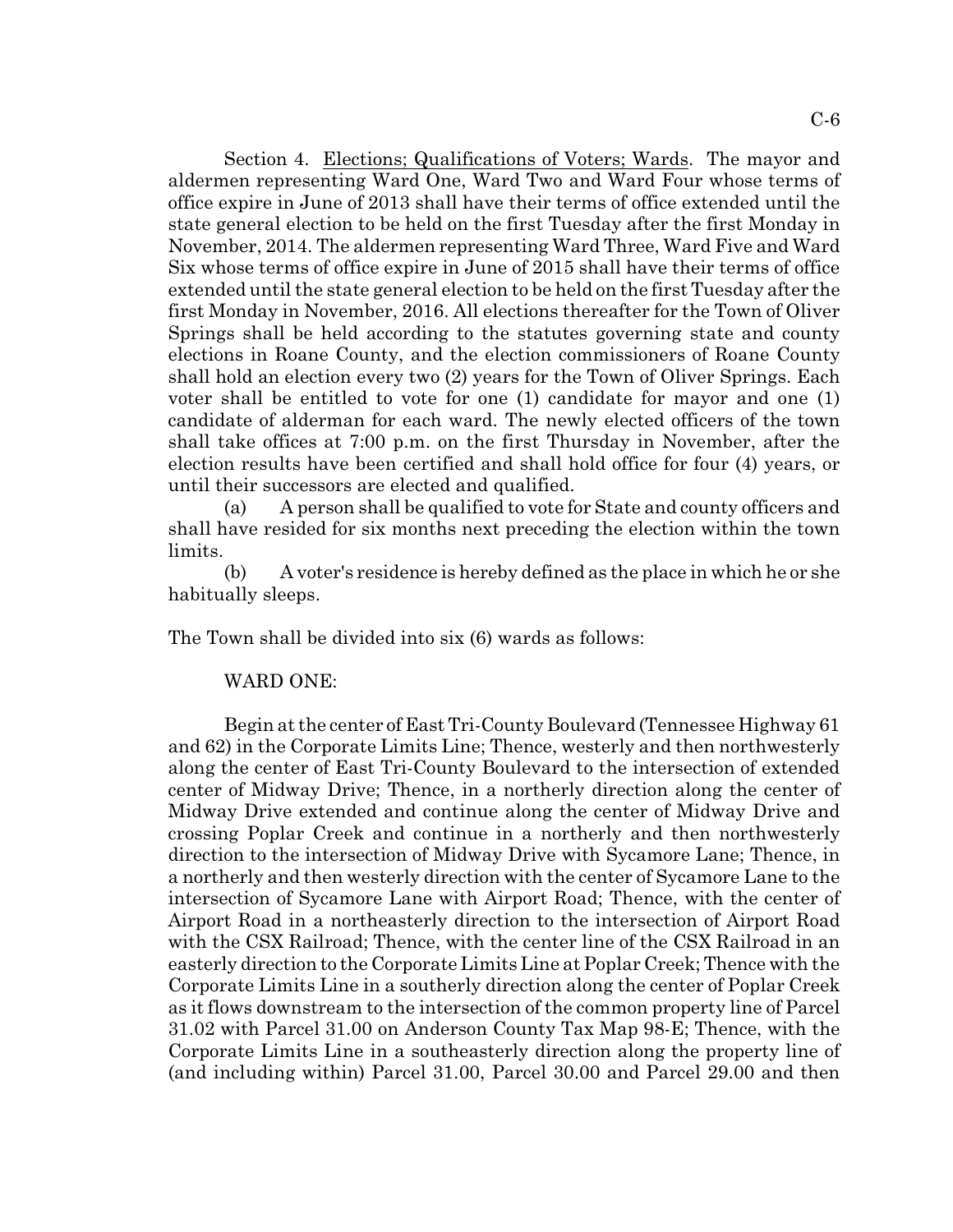Section 4. Elections; Qualifications of Voters; Wards. The mayor and aldermen representing Ward One, Ward Two and Ward Four whose terms of office expire in June of 2013 shall have their terms of office extended until the state general election to be held on the first Tuesday after the first Monday in November, 2014. The aldermen representing Ward Three, Ward Five and Ward Six whose terms of office expire in June of 2015 shall have their terms of office extended until the state general election to be held on the first Tuesday after the first Monday in November, 2016. All elections thereafter for the Town of Oliver Springs shall be held according to the statutes governing state and county elections in Roane County, and the election commissioners of Roane County shall hold an election every two (2) years for the Town of Oliver Springs. Each voter shall be entitled to vote for one (1) candidate for mayor and one (1) candidate of alderman for each ward. The newly elected officers of the town shall take offices at 7:00 p.m. on the first Thursday in November, after the election results have been certified and shall hold office for four (4) years, or until their successors are elected and qualified.

(a) A person shall be qualified to vote for State and county officers and shall have resided for six months next preceding the election within the town limits.

(b) A voter's residence is hereby defined as the place in which he or she habitually sleeps.

The Town shall be divided into six (6) wards as follows:

WARD ONE:

Begin at the center of East Tri-County Boulevard (Tennessee Highway 61 and 62) in the Corporate Limits Line; Thence, westerly and then northwesterly along the center of East Tri-County Boulevard to the intersection of extended center of Midway Drive; Thence, in a northerly direction along the center of Midway Drive extended and continue along the center of Midway Drive and crossing Poplar Creek and continue in a northerly and then northwesterly direction to the intersection of Midway Drive with Sycamore Lane; Thence, in a northerly and then westerly direction with the center of Sycamore Lane to the intersection of Sycamore Lane with Airport Road; Thence, with the center of Airport Road in a northeasterly direction to the intersection of Airport Road with the CSX Railroad; Thence, with the center line of the CSX Railroad in an easterly direction to the Corporate Limits Line at Poplar Creek; Thence with the Corporate Limits Line in a southerly direction along the center of Poplar Creek as it flows downstream to the intersection of the common property line of Parcel 31.02 with Parcel 31.00 on Anderson County Tax Map 98-E; Thence, with the Corporate Limits Line in a southeasterly direction along the property line of (and including within) Parcel 31.00, Parcel 30.00 and Parcel 29.00 and then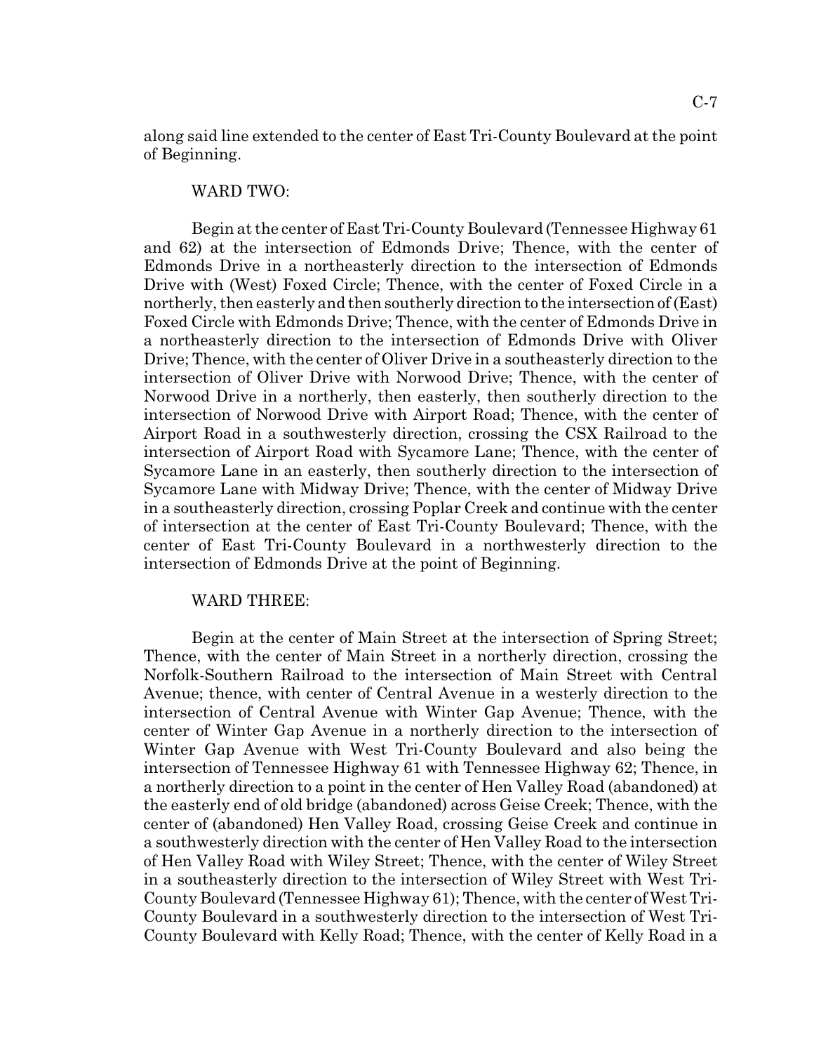along said line extended to the center of East Tri-County Boulevard at the point of Beginning.

WARD TWO:

Begin at the center of East Tri-County Boulevard (Tennessee Highway 61 and 62) at the intersection of Edmonds Drive; Thence, with the center of Edmonds Drive in a northeasterly direction to the intersection of Edmonds Drive with (West) Foxed Circle; Thence, with the center of Foxed Circle in a northerly, then easterly and then southerly direction to the intersection of (East) Foxed Circle with Edmonds Drive; Thence, with the center of Edmonds Drive in a northeasterly direction to the intersection of Edmonds Drive with Oliver Drive; Thence, with the center of Oliver Drive in a southeasterly direction to the intersection of Oliver Drive with Norwood Drive; Thence, with the center of Norwood Drive in a northerly, then easterly, then southerly direction to the intersection of Norwood Drive with Airport Road; Thence, with the center of Airport Road in a southwesterly direction, crossing the CSX Railroad to the intersection of Airport Road with Sycamore Lane; Thence, with the center of Sycamore Lane in an easterly, then southerly direction to the intersection of Sycamore Lane with Midway Drive; Thence, with the center of Midway Drive in a southeasterly direction, crossing Poplar Creek and continue with the center of intersection at the center of East Tri-County Boulevard; Thence, with the center of East Tri-County Boulevard in a northwesterly direction to the intersection of Edmonds Drive at the point of Beginning.

WARD THREE:

Begin at the center of Main Street at the intersection of Spring Street; Thence, with the center of Main Street in a northerly direction, crossing the Norfolk-Southern Railroad to the intersection of Main Street with Central Avenue; thence, with center of Central Avenue in a westerly direction to the intersection of Central Avenue with Winter Gap Avenue; Thence, with the center of Winter Gap Avenue in a northerly direction to the intersection of Winter Gap Avenue with West Tri-County Boulevard and also being the intersection of Tennessee Highway 61 with Tennessee Highway 62; Thence, in a northerly direction to a point in the center of Hen Valley Road (abandoned) at the easterly end of old bridge (abandoned) across Geise Creek; Thence, with the center of (abandoned) Hen Valley Road, crossing Geise Creek and continue in a southwesterly direction with the center of Hen Valley Road to the intersection of Hen Valley Road with Wiley Street; Thence, with the center of Wiley Street in a southeasterly direction to the intersection of Wiley Street with West Tri-County Boulevard (Tennessee Highway 61); Thence, with the center of West Tri-County Boulevard in a southwesterly direction to the intersection of West Tri-County Boulevard with Kelly Road; Thence, with the center of Kelly Road in a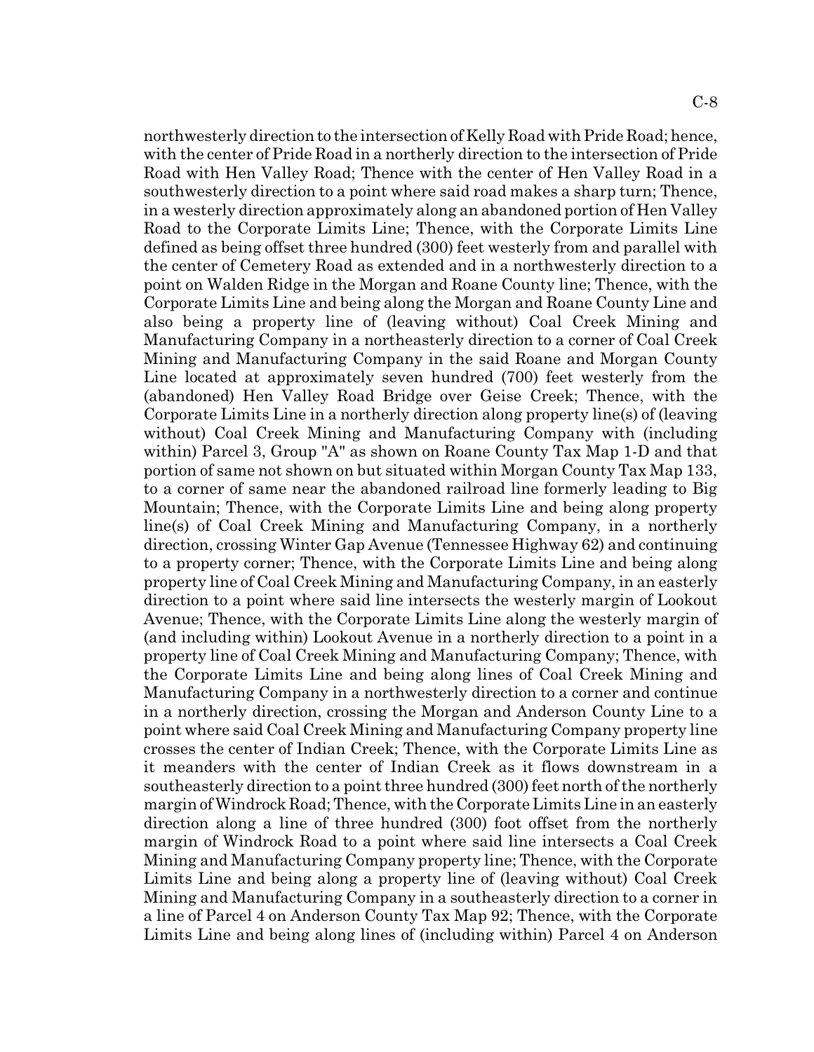northwesterly direction to the intersection of Kelly Road with Pride Road; hence, with the center of Pride Road in a northerly direction to the intersection of Pride Road with Hen Valley Road; Thence with the center of Hen Valley Road in a southwesterly direction to a point where said road makes a sharp turn; Thence, in a westerly direction approximately along an abandoned portion of Hen Valley Road to the Corporate Limits Line; Thence, with the Corporate Limits Line defined as being offset three hundred (300) feet westerly from and parallel with the center of Cemetery Road as extended and in a northwesterly direction to a point on Walden Ridge in the Morgan and Roane County line; Thence, with the Corporate Limits Line and being along the Morgan and Roane County Line and also being a property line of (leaving without) Coal Creek Mining and Manufacturing Company in a northeasterly direction to a corner of Coal Creek Mining and Manufacturing Company in the said Roane and Morgan County Line located at approximately seven hundred (700) feet westerly from the (abandoned) Hen Valley Road Bridge over Geise Creek; Thence, with the Corporate Limits Line in a northerly direction along property line(s) of (leaving without) Coal Creek Mining and Manufacturing Company with (including within) Parcel 3, Group "A" as shown on Roane County Tax Map 1-D and that portion of same not shown on but situated within Morgan County Tax Map 133, to a corner of same near the abandoned railroad line formerly leading to Big Mountain; Thence, with the Corporate Limits Line and being along property line(s) of Coal Creek Mining and Manufacturing Company, in a northerly direction, crossing Winter Gap Avenue (Tennessee Highway 62) and continuing to a property corner; Thence, with the Corporate Limits Line and being along property line of Coal Creek Mining and Manufacturing Company, in an easterly direction to a point where said line intersects the westerly margin of Lookout Avenue; Thence, with the Corporate Limits Line along the westerly margin of (and including within) Lookout Avenue in a northerly direction to a point in a property line of Coal Creek Mining and Manufacturing Company; Thence, with the Corporate Limits Line and being along lines of Coal Creek Mining and Manufacturing Company in a northwesterly direction to a corner and continue in a northerly direction, crossing the Morgan and Anderson County Line to a point where said Coal Creek Mining and Manufacturing Company property line crosses the center of Indian Creek; Thence, with the Corporate Limits Line as it meanders with the center of Indian Creek as it flows downstream in a southeasterly direction to a point three hundred (300) feet north of the northerly margin of Windrock Road; Thence, with the Corporate Limits Line in an easterly direction along a line of three hundred (300) foot offset from the northerly margin of Windrock Road to a point where said line intersects a Coal Creek Mining and Manufacturing Company property line; Thence, with the Corporate Limits Line and being along a property line of (leaving without) Coal Creek Mining and Manufacturing Company in a southeasterly direction to a corner in a line of Parcel 4 on Anderson County Tax Map 92; Thence, with the Corporate Limits Line and being along lines of (including within) Parcel 4 on Anderson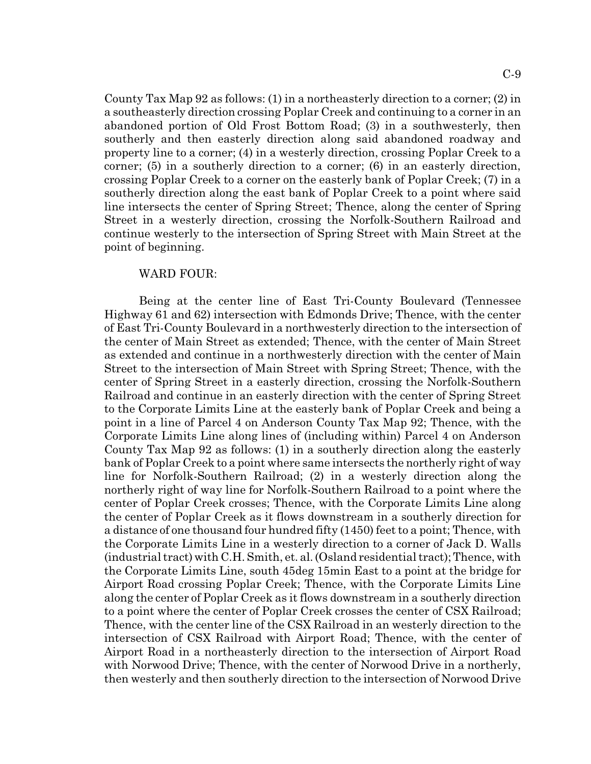County Tax Map 92 as follows: (1) in a northeasterly direction to a corner; (2) in a southeasterly direction crossing Poplar Creek and continuing to a corner in an abandoned portion of Old Frost Bottom Road; (3) in a southwesterly, then southerly and then easterly direction along said abandoned roadway and property line to a corner; (4) in a westerly direction, crossing Poplar Creek to a corner; (5) in a southerly direction to a corner; (6) in an easterly direction, crossing Poplar Creek to a corner on the easterly bank of Poplar Creek; (7) in a southerly direction along the east bank of Poplar Creek to a point where said line intersects the center of Spring Street; Thence, along the center of Spring Street in a westerly direction, crossing the Norfolk-Southern Railroad and continue westerly to the intersection of Spring Street with Main Street at the point of beginning.

WARD FOUR:

Being at the center line of East Tri-County Boulevard (Tennessee Highway 61 and 62) intersection with Edmonds Drive; Thence, with the center of East Tri-County Boulevard in a northwesterly direction to the intersection of the center of Main Street as extended; Thence, with the center of Main Street as extended and continue in a northwesterly direction with the center of Main Street to the intersection of Main Street with Spring Street; Thence, with the center of Spring Street in a easterly direction, crossing the Norfolk-Southern Railroad and continue in an easterly direction with the center of Spring Street to the Corporate Limits Line at the easterly bank of Poplar Creek and being a point in a line of Parcel 4 on Anderson County Tax Map 92; Thence, with the Corporate Limits Line along lines of (including within) Parcel 4 on Anderson County Tax Map 92 as follows: (1) in a southerly direction along the easterly bank of Poplar Creek to a point where same intersects the northerly right of way line for Norfolk-Southern Railroad; (2) in a westerly direction along the northerly right of way line for Norfolk-Southern Railroad to a point where the center of Poplar Creek crosses; Thence, with the Corporate Limits Line along the center of Poplar Creek as it flows downstream in a southerly direction for a distance of one thousand four hundred fifty (1450) feet to a point; Thence, with the Corporate Limits Line in a westerly direction to a corner of Jack D. Walls (industrial tract) with C.H. Smith, et. al. (Osland residential tract); Thence, with the Corporate Limits Line, south 45deg 15min East to a point at the bridge for Airport Road crossing Poplar Creek; Thence, with the Corporate Limits Line along the center of Poplar Creek as it flows downstream in a southerly direction to a point where the center of Poplar Creek crosses the center of CSX Railroad; Thence, with the center line of the CSX Railroad in an westerly direction to the intersection of CSX Railroad with Airport Road; Thence, with the center of Airport Road in a northeasterly direction to the intersection of Airport Road with Norwood Drive; Thence, with the center of Norwood Drive in a northerly, then westerly and then southerly direction to the intersection of Norwood Drive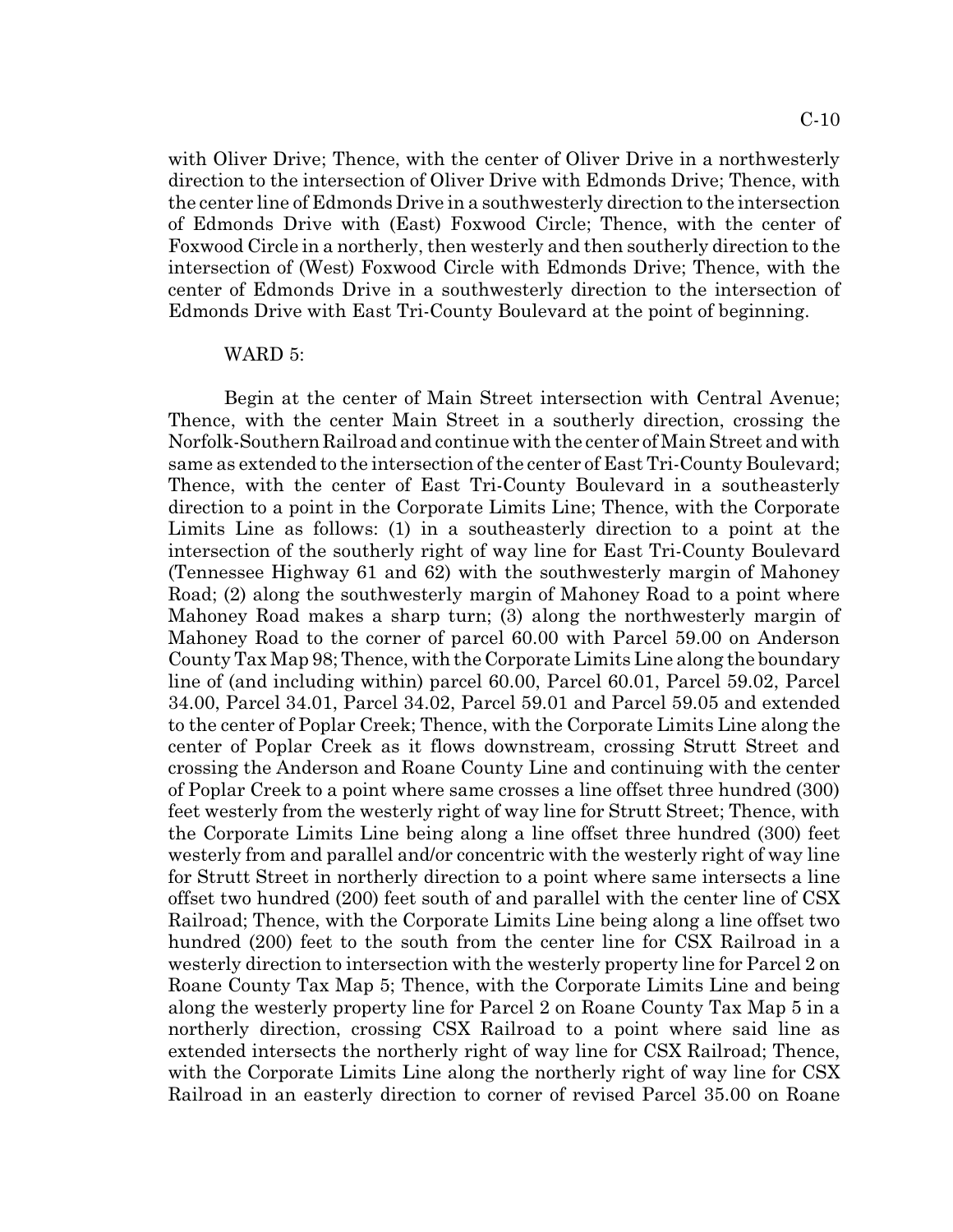with Oliver Drive; Thence, with the center of Oliver Drive in a northwesterly direction to the intersection of Oliver Drive with Edmonds Drive; Thence, with the center line of Edmonds Drive in a southwesterly direction to the intersection of Edmonds Drive with (East) Foxwood Circle; Thence, with the center of Foxwood Circle in a northerly, then westerly and then southerly direction to the intersection of (West) Foxwood Circle with Edmonds Drive; Thence, with the center of Edmonds Drive in a southwesterly direction to the intersection of Edmonds Drive with East Tri-County Boulevard at the point of beginning.

WARD 5:

Begin at the center of Main Street intersection with Central Avenue; Thence, with the center Main Street in a southerly direction, crossing the Norfolk-Southern Railroad and continue with the center of Main Street and with same as extended to the intersection of the center of East Tri-County Boulevard; Thence, with the center of East Tri-County Boulevard in a southeasterly direction to a point in the Corporate Limits Line; Thence, with the Corporate Limits Line as follows: (1) in a southeasterly direction to a point at the intersection of the southerly right of way line for East Tri-County Boulevard (Tennessee Highway 61 and 62) with the southwesterly margin of Mahoney Road; (2) along the southwesterly margin of Mahoney Road to a point where Mahoney Road makes a sharp turn; (3) along the northwesterly margin of Mahoney Road to the corner of parcel 60.00 with Parcel 59.00 on Anderson County Tax Map 98; Thence, with the Corporate Limits Line along the boundary line of (and including within) parcel 60.00, Parcel 60.01, Parcel 59.02, Parcel 34.00, Parcel 34.01, Parcel 34.02, Parcel 59.01 and Parcel 59.05 and extended to the center of Poplar Creek; Thence, with the Corporate Limits Line along the center of Poplar Creek as it flows downstream, crossing Strutt Street and crossing the Anderson and Roane County Line and continuing with the center of Poplar Creek to a point where same crosses a line offset three hundred (300) feet westerly from the westerly right of way line for Strutt Street; Thence, with the Corporate Limits Line being along a line offset three hundred (300) feet westerly from and parallel and/or concentric with the westerly right of way line for Strutt Street in northerly direction to a point where same intersects a line offset two hundred (200) feet south of and parallel with the center line of CSX Railroad; Thence, with the Corporate Limits Line being along a line offset two hundred (200) feet to the south from the center line for CSX Railroad in a westerly direction to intersection with the westerly property line for Parcel 2 on Roane County Tax Map 5; Thence, with the Corporate Limits Line and being along the westerly property line for Parcel 2 on Roane County Tax Map 5 in a northerly direction, crossing CSX Railroad to a point where said line as extended intersects the northerly right of way line for CSX Railroad; Thence, with the Corporate Limits Line along the northerly right of way line for CSX Railroad in an easterly direction to corner of revised Parcel 35.00 on Roane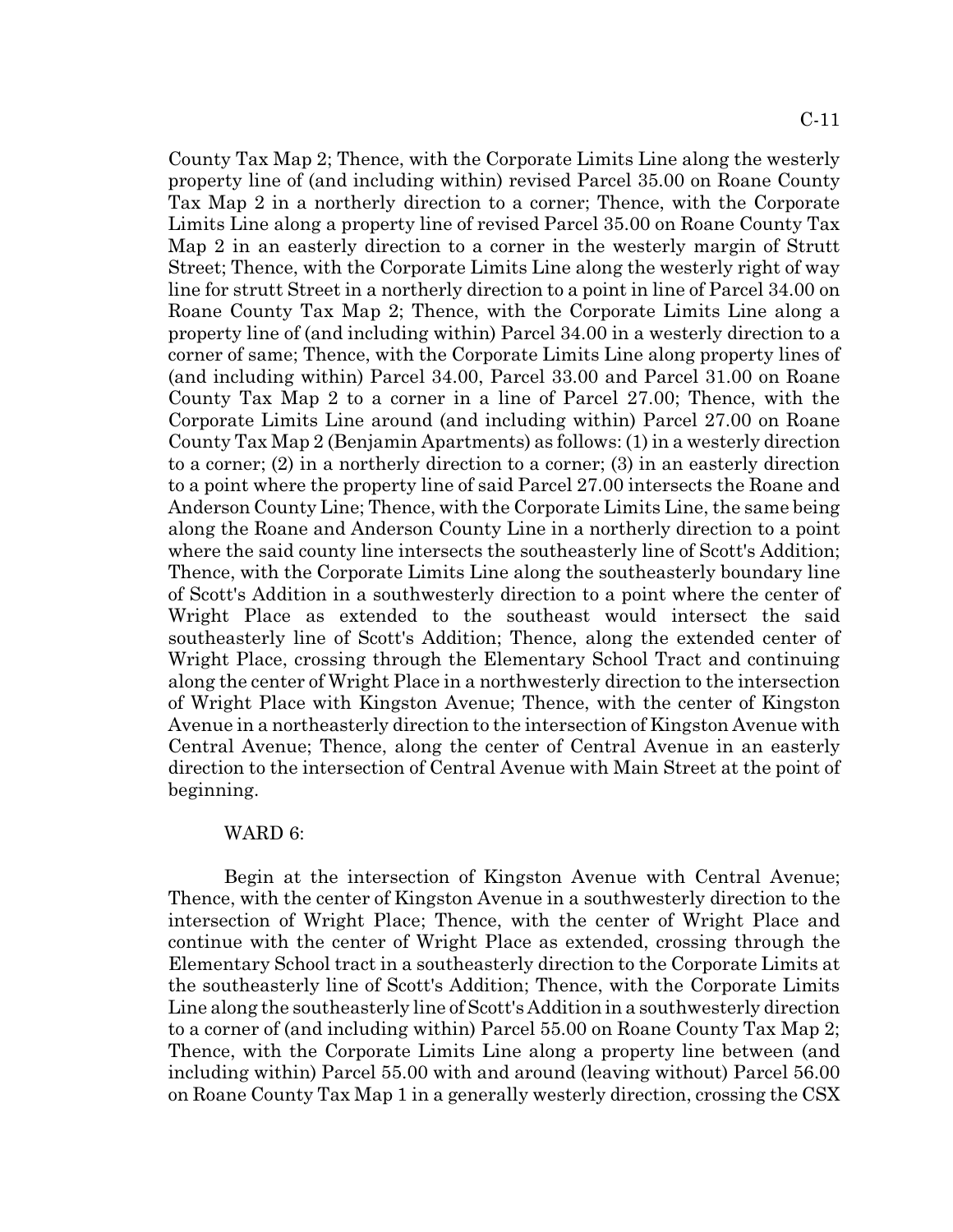County Tax Map 2; Thence, with the Corporate Limits Line along the westerly property line of (and including within) revised Parcel 35.00 on Roane County Tax Map 2 in a northerly direction to a corner; Thence, with the Corporate Limits Line along a property line of revised Parcel 35.00 on Roane County Tax Map 2 in an easterly direction to a corner in the westerly margin of Strutt Street; Thence, with the Corporate Limits Line along the westerly right of way line for strutt Street in a northerly direction to a point in line of Parcel 34.00 on Roane County Tax Map 2; Thence, with the Corporate Limits Line along a property line of (and including within) Parcel 34.00 in a westerly direction to a corner of same; Thence, with the Corporate Limits Line along property lines of (and including within) Parcel 34.00, Parcel 33.00 and Parcel 31.00 on Roane County Tax Map 2 to a corner in a line of Parcel 27.00; Thence, with the Corporate Limits Line around (and including within) Parcel 27.00 on Roane County Tax Map 2 (Benjamin Apartments) as follows: (1) in a westerly direction to a corner; (2) in a northerly direction to a corner; (3) in an easterly direction to a point where the property line of said Parcel 27.00 intersects the Roane and Anderson County Line; Thence, with the Corporate Limits Line, the same being along the Roane and Anderson County Line in a northerly direction to a point where the said county line intersects the southeasterly line of Scott's Addition; Thence, with the Corporate Limits Line along the southeasterly boundary line of Scott's Addition in a southwesterly direction to a point where the center of Wright Place as extended to the southeast would intersect the said southeasterly line of Scott's Addition; Thence, along the extended center of Wright Place, crossing through the Elementary School Tract and continuing along the center of Wright Place in a northwesterly direction to the intersection of Wright Place with Kingston Avenue; Thence, with the center of Kingston Avenue in a northeasterly direction to the intersection of Kingston Avenue with Central Avenue; Thence, along the center of Central Avenue in an easterly direction to the intersection of Central Avenue with Main Street at the point of beginning.

WARD 6:

Begin at the intersection of Kingston Avenue with Central Avenue; Thence, with the center of Kingston Avenue in a southwesterly direction to the intersection of Wright Place; Thence, with the center of Wright Place and continue with the center of Wright Place as extended, crossing through the Elementary School tract in a southeasterly direction to the Corporate Limits at the southeasterly line of Scott's Addition; Thence, with the Corporate Limits Line along the southeasterly line of Scott's Addition in a southwesterly direction to a corner of (and including within) Parcel 55.00 on Roane County Tax Map 2; Thence, with the Corporate Limits Line along a property line between (and including within) Parcel 55.00 with and around (leaving without) Parcel 56.00 on Roane County Tax Map 1 in a generally westerly direction, crossing the CSX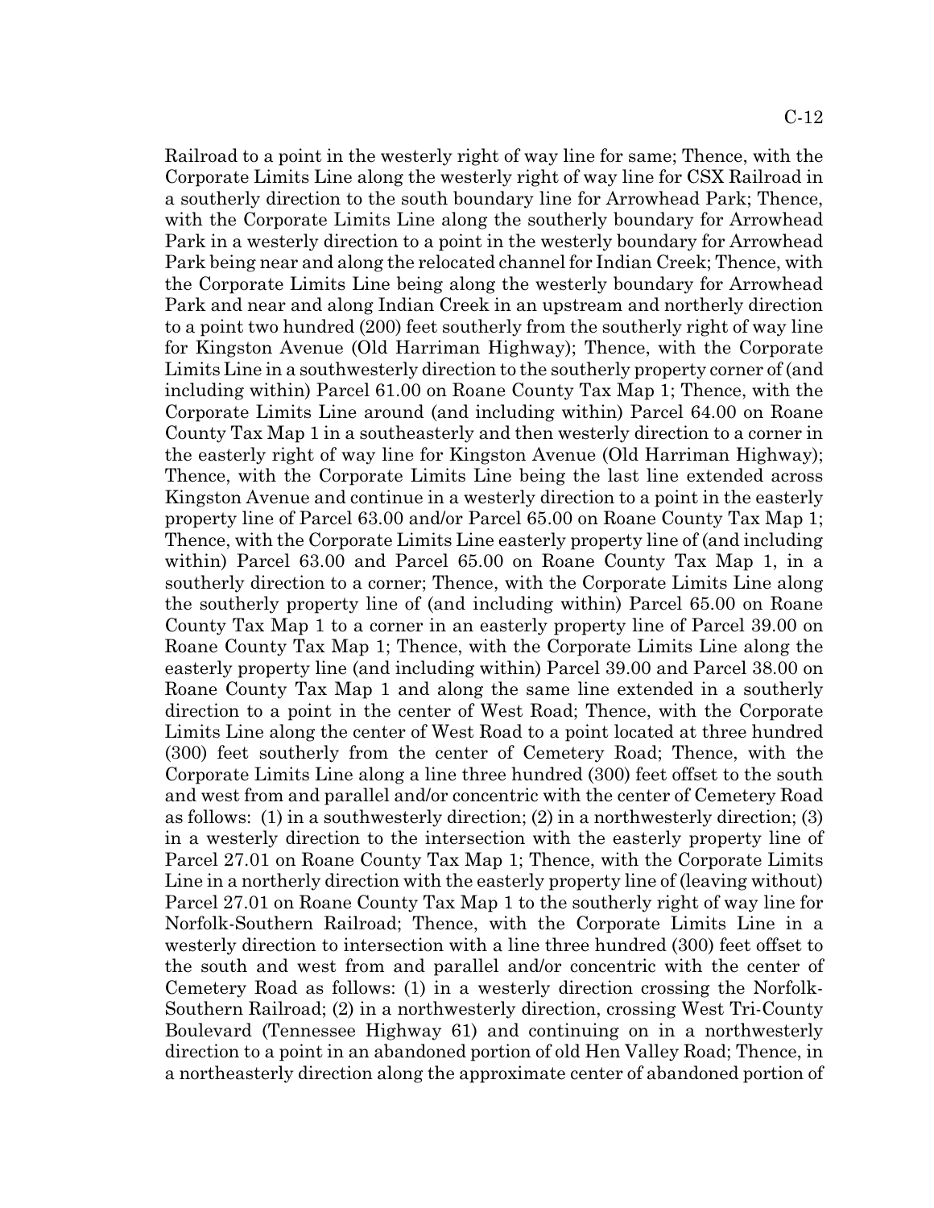Railroad to a point in the westerly right of way line for same; Thence, with the Corporate Limits Line along the westerly right of way line for CSX Railroad in a southerly direction to the south boundary line for Arrowhead Park; Thence, with the Corporate Limits Line along the southerly boundary for Arrowhead Park in a westerly direction to a point in the westerly boundary for Arrowhead Park being near and along the relocated channel for Indian Creek; Thence, with the Corporate Limits Line being along the westerly boundary for Arrowhead Park and near and along Indian Creek in an upstream and northerly direction to a point two hundred (200) feet southerly from the southerly right of way line for Kingston Avenue (Old Harriman Highway); Thence, with the Corporate Limits Line in a southwesterly direction to the southerly property corner of (and including within) Parcel 61.00 on Roane County Tax Map 1; Thence, with the Corporate Limits Line around (and including within) Parcel 64.00 on Roane County Tax Map 1 in a southeasterly and then westerly direction to a corner in the easterly right of way line for Kingston Avenue (Old Harriman Highway); Thence, with the Corporate Limits Line being the last line extended across Kingston Avenue and continue in a westerly direction to a point in the easterly property line of Parcel 63.00 and/or Parcel 65.00 on Roane County Tax Map 1; Thence, with the Corporate Limits Line easterly property line of (and including within) Parcel 63.00 and Parcel 65.00 on Roane County Tax Map 1, in a southerly direction to a corner; Thence, with the Corporate Limits Line along the southerly property line of (and including within) Parcel 65.00 on Roane County Tax Map 1 to a corner in an easterly property line of Parcel 39.00 on Roane County Tax Map 1; Thence, with the Corporate Limits Line along the easterly property line (and including within) Parcel 39.00 and Parcel 38.00 on Roane County Tax Map 1 and along the same line extended in a southerly direction to a point in the center of West Road; Thence, with the Corporate Limits Line along the center of West Road to a point located at three hundred (300) feet southerly from the center of Cemetery Road; Thence, with the Corporate Limits Line along a line three hundred (300) feet offset to the south and west from and parallel and/or concentric with the center of Cemetery Road as follows: (1) in a southwesterly direction; (2) in a northwesterly direction; (3) in a westerly direction to the intersection with the easterly property line of Parcel 27.01 on Roane County Tax Map 1; Thence, with the Corporate Limits Line in a northerly direction with the easterly property line of (leaving without) Parcel 27.01 on Roane County Tax Map 1 to the southerly right of way line for Norfolk-Southern Railroad; Thence, with the Corporate Limits Line in a westerly direction to intersection with a line three hundred (300) feet offset to the south and west from and parallel and/or concentric with the center of Cemetery Road as follows: (1) in a westerly direction crossing the Norfolk-Southern Railroad; (2) in a northwesterly direction, crossing West Tri-County Boulevard (Tennessee Highway 61) and continuing on in a northwesterly direction to a point in an abandoned portion of old Hen Valley Road; Thence, in a northeasterly direction along the approximate center of abandoned portion of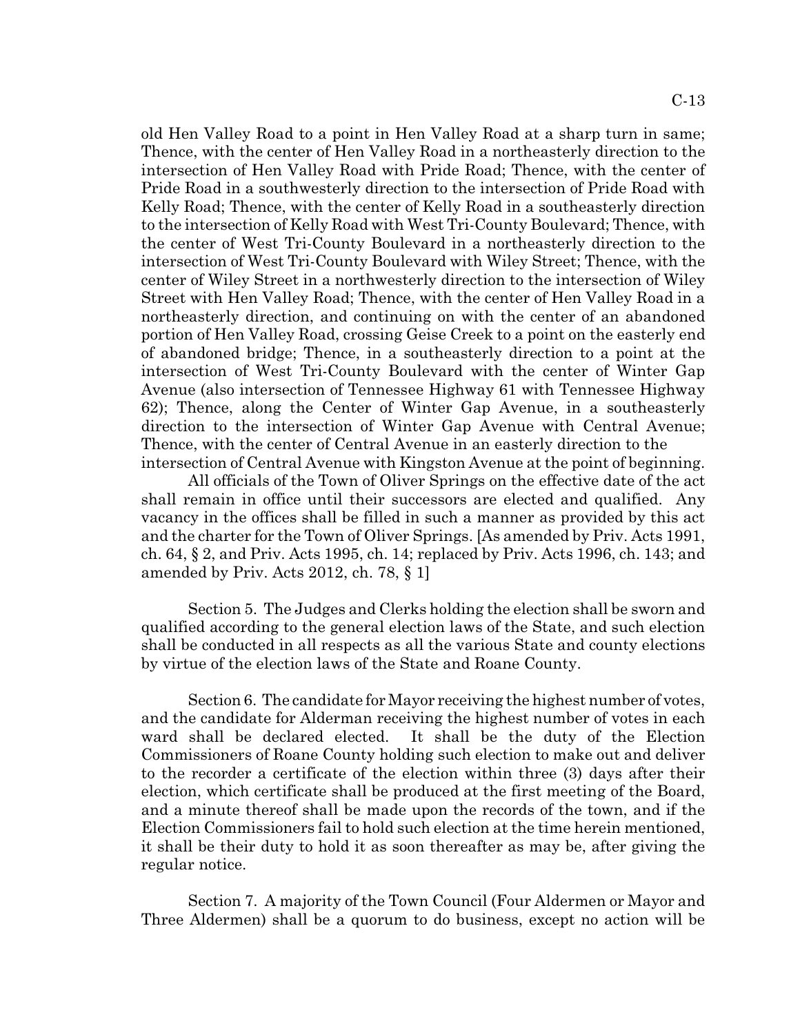old Hen Valley Road to a point in Hen Valley Road at a sharp turn in same; Thence, with the center of Hen Valley Road in a northeasterly direction to the intersection of Hen Valley Road with Pride Road; Thence, with the center of Pride Road in a southwesterly direction to the intersection of Pride Road with Kelly Road; Thence, with the center of Kelly Road in a southeasterly direction to the intersection of Kelly Road with West Tri-County Boulevard; Thence, with the center of West Tri-County Boulevard in a northeasterly direction to the intersection of West Tri-County Boulevard with Wiley Street; Thence, with the center of Wiley Street in a northwesterly direction to the intersection of Wiley Street with Hen Valley Road; Thence, with the center of Hen Valley Road in a northeasterly direction, and continuing on with the center of an abandoned portion of Hen Valley Road, crossing Geise Creek to a point on the easterly end of abandoned bridge; Thence, in a southeasterly direction to a point at the intersection of West Tri-County Boulevard with the center of Winter Gap Avenue (also intersection of Tennessee Highway 61 with Tennessee Highway 62); Thence, along the Center of Winter Gap Avenue, in a southeasterly direction to the intersection of Winter Gap Avenue with Central Avenue; Thence, with the center of Central Avenue in an easterly direction to the intersection of Central Avenue with Kingston Avenue at the point of beginning.

All officials of the Town of Oliver Springs on the effective date of the act shall remain in office until their successors are elected and qualified. Any vacancy in the offices shall be filled in such a manner as provided by this act and the charter for the Town of Oliver Springs. [As amended by Priv. Acts 1991, ch. 64, § 2, and Priv. Acts 1995, ch. 14; replaced by Priv. Acts 1996, ch. 143; and amended by Priv. Acts 2012, ch. 78, § 1]

Section 5. The Judges and Clerks holding the election shall be sworn and qualified according to the general election laws of the State, and such election shall be conducted in all respects as all the various State and county elections by virtue of the election laws of the State and Roane County.

Section 6. The candidate for Mayor receiving the highest number of votes, and the candidate for Alderman receiving the highest number of votes in each ward shall be declared elected. It shall be the duty of the Election Commissioners of Roane County holding such election to make out and deliver to the recorder a certificate of the election within three (3) days after their election, which certificate shall be produced at the first meeting of the Board, and a minute thereof shall be made upon the records of the town, and if the Election Commissioners fail to hold such election at the time herein mentioned, it shall be their duty to hold it as soon thereafter as may be, after giving the regular notice.

Section 7. A majority of the Town Council (Four Aldermen or Mayor and Three Aldermen) shall be a quorum to do business, except no action will be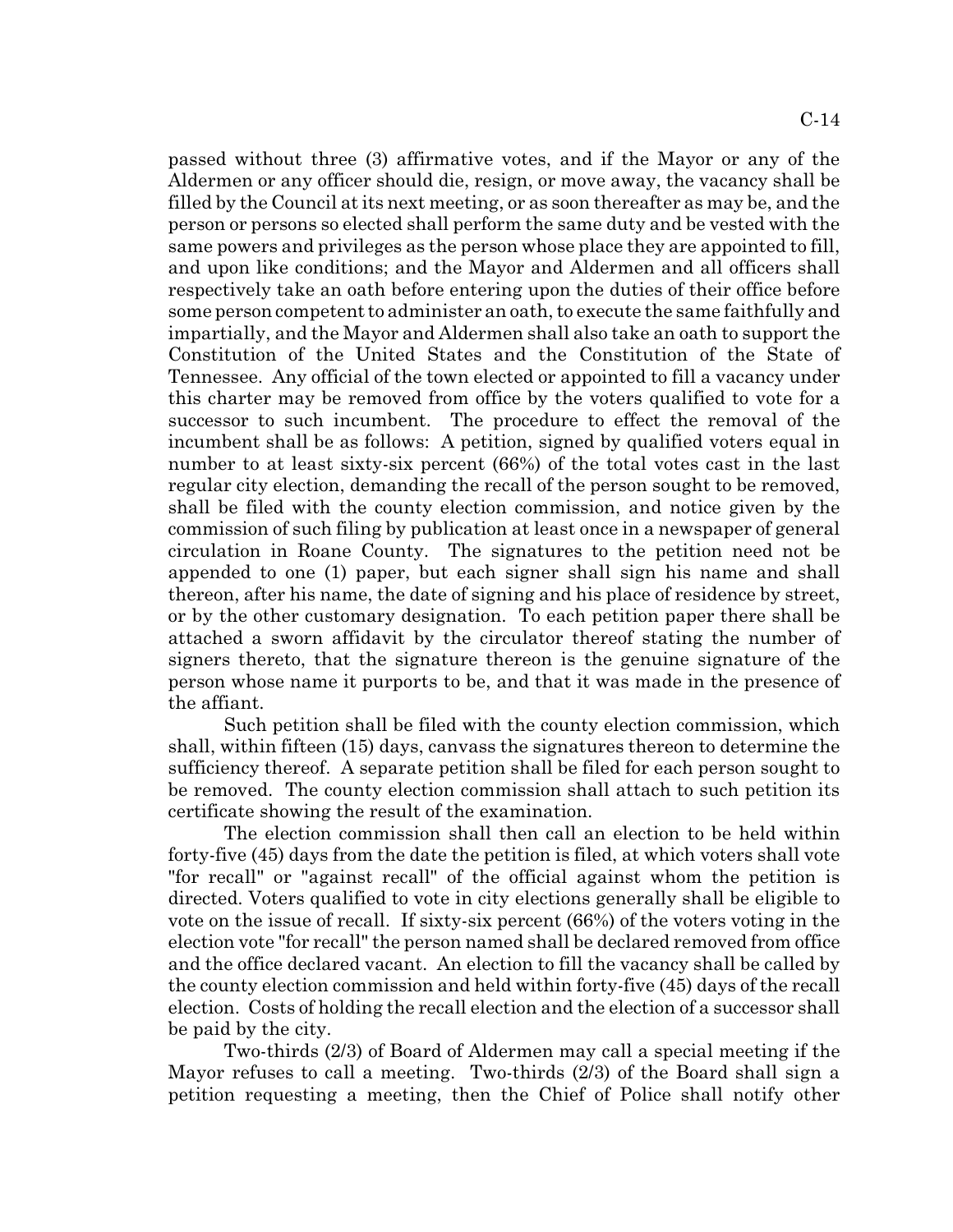passed without three (3) affirmative votes, and if the Mayor or any of the Aldermen or any officer should die, resign, or move away, the vacancy shall be filled by the Council at its next meeting, or as soon thereafter as may be, and the person or persons so elected shall perform the same duty and be vested with the same powers and privileges as the person whose place they are appointed to fill, and upon like conditions; and the Mayor and Aldermen and all officers shall respectively take an oath before entering upon the duties of their office before some person competent to administer an oath, to execute the same faithfully and impartially, and the Mayor and Aldermen shall also take an oath to support the Constitution of the United States and the Constitution of the State of Tennessee. Any official of the town elected or appointed to fill a vacancy under this charter may be removed from office by the voters qualified to vote for a successor to such incumbent. The procedure to effect the removal of the incumbent shall be as follows: A petition, signed by qualified voters equal in number to at least sixty-six percent (66%) of the total votes cast in the last regular city election, demanding the recall of the person sought to be removed, shall be filed with the county election commission, and notice given by the commission of such filing by publication at least once in a newspaper of general circulation in Roane County. The signatures to the petition need not be appended to one (1) paper, but each signer shall sign his name and shall thereon, after his name, the date of signing and his place of residence by street, or by the other customary designation. To each petition paper there shall be attached a sworn affidavit by the circulator thereof stating the number of signers thereto, that the signature thereon is the genuine signature of the person whose name it purports to be, and that it was made in the presence of the affiant.

Such petition shall be filed with the county election commission, which shall, within fifteen (15) days, canvass the signatures thereon to determine the sufficiency thereof. A separate petition shall be filed for each person sought to be removed. The county election commission shall attach to such petition its certificate showing the result of the examination.

The election commission shall then call an election to be held within forty-five (45) days from the date the petition is filed, at which voters shall vote "for recall" or "against recall" of the official against whom the petition is directed. Voters qualified to vote in city elections generally shall be eligible to vote on the issue of recall. If sixty-six percent (66%) of the voters voting in the election vote "for recall" the person named shall be declared removed from office and the office declared vacant. An election to fill the vacancy shall be called by the county election commission and held within forty-five (45) days of the recall election. Costs of holding the recall election and the election of a successor shall be paid by the city.

Two-thirds (2/3) of Board of Aldermen may call a special meeting if the Mayor refuses to call a meeting. Two-thirds (2/3) of the Board shall sign a petition requesting a meeting, then the Chief of Police shall notify other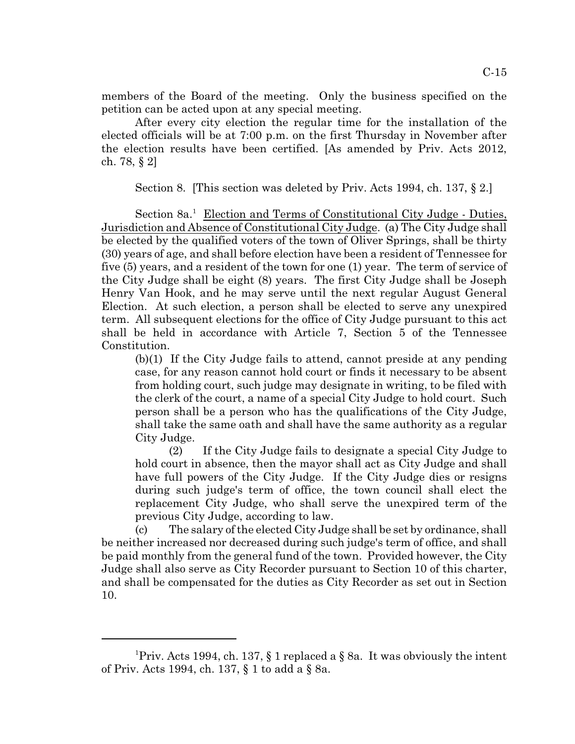members of the Board of the meeting. Only the business specified on the petition can be acted upon at any special meeting.

After every city election the regular time for the installation of the elected officials will be at 7:00 p.m. on the first Thursday in November after the election results have been certified. [As amended by Priv. Acts 2012, ch. 78, § 2]

Section 8. [This section was deleted by Priv. Acts 1994, ch. 137, § 2.]

Section 8a.[1] Election and Terms of Constitutional City Judge - Duties, Jurisdiction and Absence of Constitutional City Judge. (a) The City Judge shall be elected by the qualified voters of the town of Oliver Springs, shall be thirty (30) years of age, and shall before election have been a resident of Tennessee for five (5) years, and a resident of the town for one (1) year. The term of service of the City Judge shall be eight (8) years. The first City Judge shall be Joseph Henry Van Hook, and he may serve until the next regular August General Election. At such election, a person shall be elected to serve any unexpired term. All subsequent elections for the office of City Judge pursuant to this act shall be held in accordance with Article 7, Section 5 of the Tennessee Constitution.

(b)(1) If the City Judge fails to attend, cannot preside at any pending case, for any reason cannot hold court or finds it necessary to be absent from holding court, such judge may designate in writing, to be filed with the clerk of the court, a name of a special City Judge to hold court. Such person shall be a person who has the qualifications of the City Judge, shall take the same oath and shall have the same authority as a regular City Judge.

(2) If the City Judge fails to designate a special City Judge to hold court in absence, then the mayor shall act as City Judge and shall have full powers of the City Judge. If the City Judge dies or resigns during such judge's term of office, the town council shall elect the replacement City Judge, who shall serve the unexpired term of the previous City Judge, according to law.

(c) The salary of the elected City Judge shall be set by ordinance, shall be neither increased nor decreased during such judge's term of office, and shall be paid monthly from the general fund of the town. Provided however, the City Judge shall also serve as City Recorder pursuant to Section 10 of this charter, and shall be compensated for the duties as City Recorder as set out in Section 10.

---

[1]Priv. Acts 1994, ch. 137, § 1 replaced a § 8a. It was obviously the intent of Priv. Acts 1994, ch. 137, § 1 to add a § 8a.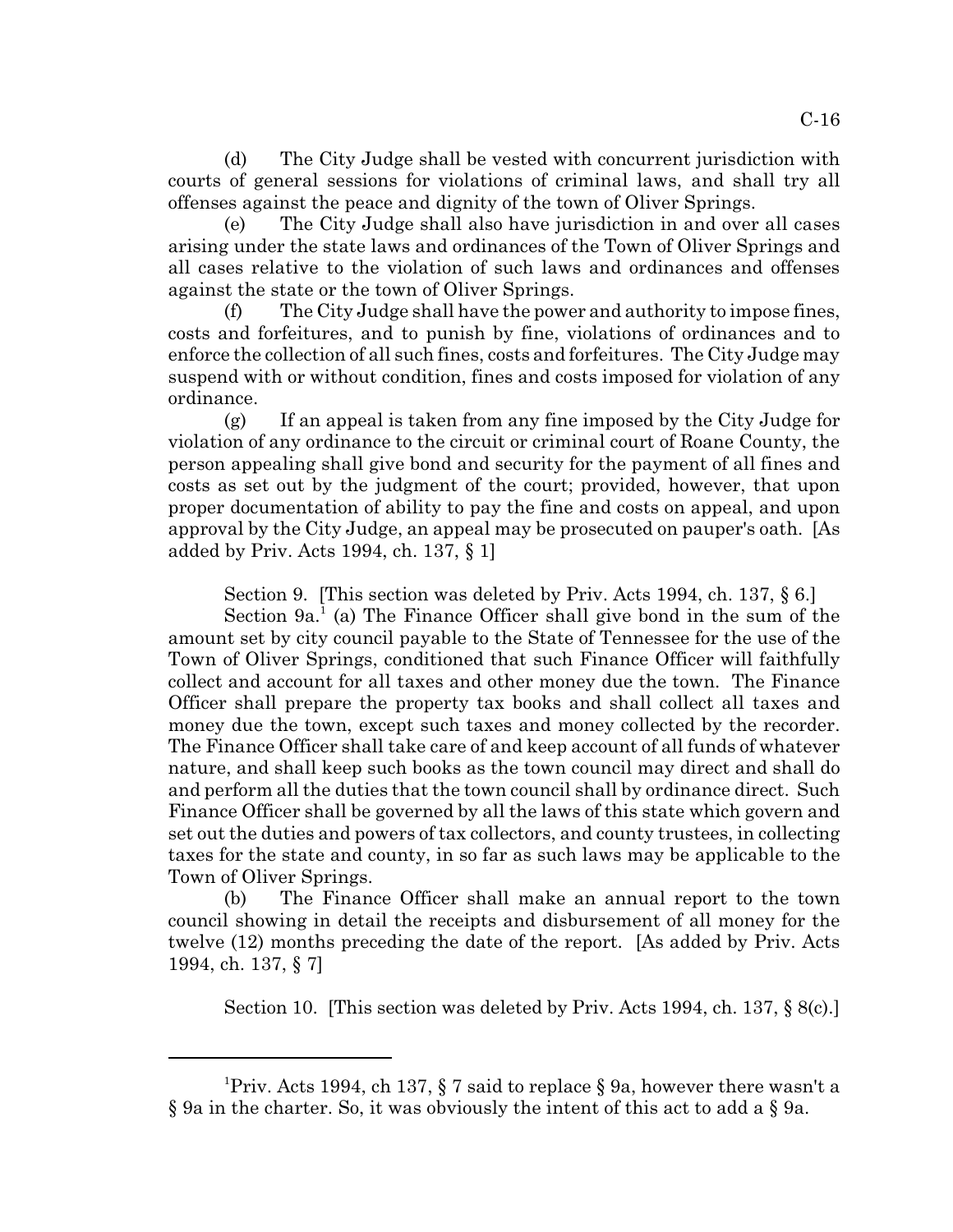(d) The City Judge shall be vested with concurrent jurisdiction with courts of general sessions for violations of criminal laws, and shall try all offenses against the peace and dignity of the town of Oliver Springs.

(e) The City Judge shall also have jurisdiction in and over all cases arising under the state laws and ordinances of the Town of Oliver Springs and all cases relative to the violation of such laws and ordinances and offenses against the state or the town of Oliver Springs.

(f) The City Judge shall have the power and authority to impose fines, costs and forfeitures, and to punish by fine, violations of ordinances and to enforce the collection of all such fines, costs and forfeitures. The City Judge may suspend with or without condition, fines and costs imposed for violation of any ordinance.

(g) If an appeal is taken from any fine imposed by the City Judge for violation of any ordinance to the circuit or criminal court of Roane County, the person appealing shall give bond and security for the payment of all fines and costs as set out by the judgment of the court; provided, however, that upon proper documentation of ability to pay the fine and costs on appeal, and upon approval by the City Judge, an appeal may be prosecuted on pauper's oath. [As added by Priv. Acts 1994, ch. 137, § 1]

Section 9. [This section was deleted by Priv. Acts 1994, ch. 137, § 6.]

Section 9a.[1] (a) The Finance Officer shall give bond in the sum of the amount set by city council payable to the State of Tennessee for the use of the Town of Oliver Springs, conditioned that such Finance Officer will faithfully collect and account for all taxes and other money due the town. The Finance Officer shall prepare the property tax books and shall collect all taxes and money due the town, except such taxes and money collected by the recorder. The Finance Officer shall take care of and keep account of all funds of whatever nature, and shall keep such books as the town council may direct and shall do and perform all the duties that the town council shall by ordinance direct. Such Finance Officer shall be governed by all the laws of this state which govern and set out the duties and powers of tax collectors, and county trustees, in collecting taxes for the state and county, in so far as such laws may be applicable to the Town of Oliver Springs.

(b) The Finance Officer shall make an annual report to the town council showing in detail the receipts and disbursement of all money for the twelve (12) months preceding the date of the report. [As added by Priv. Acts 1994, ch. 137, § 7]

Section 10. [This section was deleted by Priv. Acts 1994, ch. 137, § 8(c).]

---

[1]Priv. Acts 1994, ch 137, § 7 said to replace § 9a, however there wasn't a § 9a in the charter. So, it was obviously the intent of this act to add a § 9a.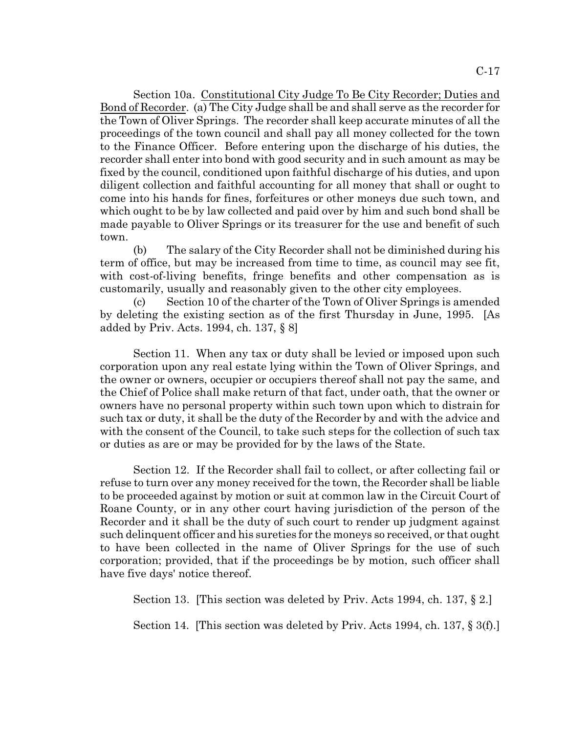Section 10a. <u>Constitutional City Judge To Be City Recorder; Duties and Bond of Recorder</u>. (a) The City Judge shall be and shall serve as the recorder for the Town of Oliver Springs. The recorder shall keep accurate minutes of all the proceedings of the town council and shall pay all money collected for the town to the Finance Officer. Before entering upon the discharge of his duties, the recorder shall enter into bond with good security and in such amount as may be fixed by the council, conditioned upon faithful discharge of his duties, and upon diligent collection and faithful accounting for all money that shall or ought to come into his hands for fines, forfeitures or other moneys due such town, and which ought to be by law collected and paid over by him and such bond shall be made payable to Oliver Springs or its treasurer for the use and benefit of such town.

(b) The salary of the City Recorder shall not be diminished during his term of office, but may be increased from time to time, as council may see fit, with cost-of-living benefits, fringe benefits and other compensation as is customarily, usually and reasonably given to the other city employees.

(c) Section 10 of the charter of the Town of Oliver Springs is amended by deleting the existing section as of the first Thursday in June, 1995. [As added by Priv. Acts. 1994, ch. 137, § 8]

Section 11. When any tax or duty shall be levied or imposed upon such corporation upon any real estate lying within the Town of Oliver Springs, and the owner or owners, occupier or occupiers thereof shall not pay the same, and the Chief of Police shall make return of that fact, under oath, that the owner or owners have no personal property within such town upon which to distrain for such tax or duty, it shall be the duty of the Recorder by and with the advice and with the consent of the Council, to take such steps for the collection of such tax or duties as are or may be provided for by the laws of the State.

Section 12. If the Recorder shall fail to collect, or after collecting fail or refuse to turn over any money received for the town, the Recorder shall be liable to be proceeded against by motion or suit at common law in the Circuit Court of Roane County, or in any other court having jurisdiction of the person of the Recorder and it shall be the duty of such court to render up judgment against such delinquent officer and his sureties for the moneys so received, or that ought to have been collected in the name of Oliver Springs for the use of such corporation; provided, that if the proceedings be by motion, such officer shall have five days' notice thereof.

Section 13. [This section was deleted by Priv. Acts 1994, ch. 137, § 2.]

Section 14. [This section was deleted by Priv. Acts 1994, ch. 137, § 3(f).]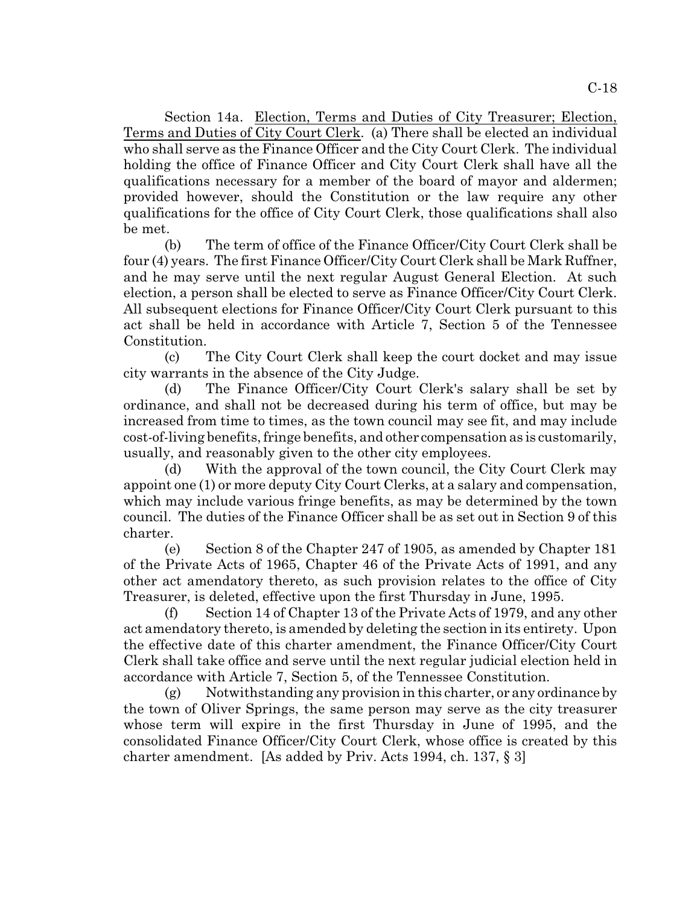Section 14a. <u>Election, Terms and Duties of City Treasurer; Election, Terms and Duties of City Court Clerk</u>. (a) There shall be elected an individual who shall serve as the Finance Officer and the City Court Clerk. The individual holding the office of Finance Officer and City Court Clerk shall have all the qualifications necessary for a member of the board of mayor and aldermen; provided however, should the Constitution or the law require any other qualifications for the office of City Court Clerk, those qualifications shall also be met.

(b) The term of office of the Finance Officer/City Court Clerk shall be four (4) years. The first Finance Officer/City Court Clerk shall be Mark Ruffner, and he may serve until the next regular August General Election. At such election, a person shall be elected to serve as Finance Officer/City Court Clerk. All subsequent elections for Finance Officer/City Court Clerk pursuant to this act shall be held in accordance with Article 7, Section 5 of the Tennessee Constitution.

(c) The City Court Clerk shall keep the court docket and may issue city warrants in the absence of the City Judge.

(d) The Finance Officer/City Court Clerk's salary shall be set by ordinance, and shall not be decreased during his term of office, but may be increased from time to times, as the town council may see fit, and may include cost-of-living benefits, fringe benefits, and other compensation as is customarily, usually, and reasonably given to the other city employees.

(d) With the approval of the town council, the City Court Clerk may appoint one (1) or more deputy City Court Clerks, at a salary and compensation, which may include various fringe benefits, as may be determined by the town council. The duties of the Finance Officer shall be as set out in Section 9 of this charter.

(e) Section 8 of the Chapter 247 of 1905, as amended by Chapter 181 of the Private Acts of 1965, Chapter 46 of the Private Acts of 1991, and any other act amendatory thereto, as such provision relates to the office of City Treasurer, is deleted, effective upon the first Thursday in June, 1995.

(f) Section 14 of Chapter 13 of the Private Acts of 1979, and any other act amendatory thereto, is amended by deleting the section in its entirety. Upon the effective date of this charter amendment, the Finance Officer/City Court Clerk shall take office and serve until the next regular judicial election held in accordance with Article 7, Section 5, of the Tennessee Constitution.

(g) Notwithstanding any provision in this charter, or any ordinance by the town of Oliver Springs, the same person may serve as the city treasurer whose term will expire in the first Thursday in June of 1995, and the consolidated Finance Officer/City Court Clerk, whose office is created by this charter amendment. [As added by Priv. Acts 1994, ch. 137, § 3]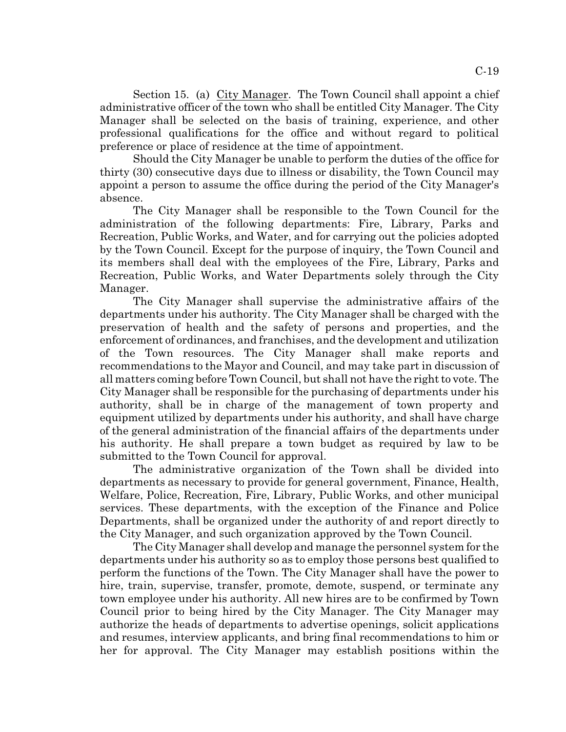Section 15. (a) City Manager. The Town Council shall appoint a chief administrative officer of the town who shall be entitled City Manager. The City Manager shall be selected on the basis of training, experience, and other professional qualifications for the office and without regard to political preference or place of residence at the time of appointment.

Should the City Manager be unable to perform the duties of the office for thirty (30) consecutive days due to illness or disability, the Town Council may appoint a person to assume the office during the period of the City Manager's absence.

The City Manager shall be responsible to the Town Council for the administration of the following departments: Fire, Library, Parks and Recreation, Public Works, and Water, and for carrying out the policies adopted by the Town Council. Except for the purpose of inquiry, the Town Council and its members shall deal with the employees of the Fire, Library, Parks and Recreation, Public Works, and Water Departments solely through the City Manager.

The City Manager shall supervise the administrative affairs of the departments under his authority. The City Manager shall be charged with the preservation of health and the safety of persons and properties, and the enforcement of ordinances, and franchises, and the development and utilization of the Town resources. The City Manager shall make reports and recommendations to the Mayor and Council, and may take part in discussion of all matters coming before Town Council, but shall not have the right to vote. The City Manager shall be responsible for the purchasing of departments under his authority, shall be in charge of the management of town property and equipment utilized by departments under his authority, and shall have charge of the general administration of the financial affairs of the departments under his authority. He shall prepare a town budget as required by law to be submitted to the Town Council for approval.

The administrative organization of the Town shall be divided into departments as necessary to provide for general government, Finance, Health, Welfare, Police, Recreation, Fire, Library, Public Works, and other municipal services. These departments, with the exception of the Finance and Police Departments, shall be organized under the authority of and report directly to the City Manager, and such organization approved by the Town Council.

The City Manager shall develop and manage the personnel system for the departments under his authority so as to employ those persons best qualified to perform the functions of the Town. The City Manager shall have the power to hire, train, supervise, transfer, promote, demote, suspend, or terminate any town employee under his authority. All new hires are to be confirmed by Town Council prior to being hired by the City Manager. The City Manager may authorize the heads of departments to advertise openings, solicit applications and resumes, interview applicants, and bring final recommendations to him or her for approval. The City Manager may establish positions within the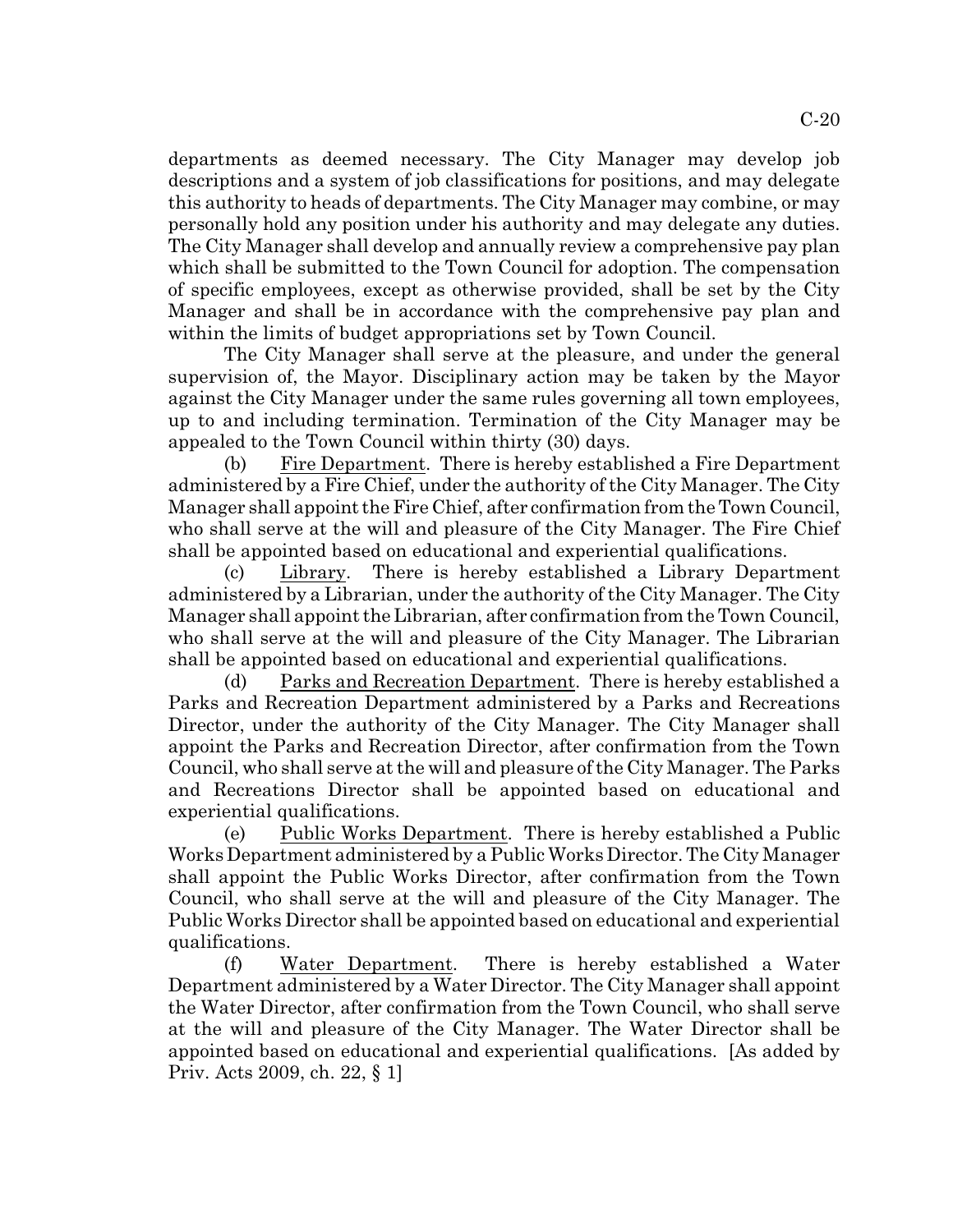departments as deemed necessary. The City Manager may develop job descriptions and a system of job classifications for positions, and may delegate this authority to heads of departments. The City Manager may combine, or may personally hold any position under his authority and may delegate any duties. The City Manager shall develop and annually review a comprehensive pay plan which shall be submitted to the Town Council for adoption. The compensation of specific employees, except as otherwise provided, shall be set by the City Manager and shall be in accordance with the comprehensive pay plan and within the limits of budget appropriations set by Town Council.

The City Manager shall serve at the pleasure, and under the general supervision of, the Mayor. Disciplinary action may be taken by the Mayor against the City Manager under the same rules governing all town employees, up to and including termination. Termination of the City Manager may be appealed to the Town Council within thirty (30) days.

(b) Fire Department. There is hereby established a Fire Department administered by a Fire Chief, under the authority of the City Manager. The City Manager shall appoint the Fire Chief, after confirmation from the Town Council, who shall serve at the will and pleasure of the City Manager. The Fire Chief shall be appointed based on educational and experiential qualifications.

(c) Library. There is hereby established a Library Department administered by a Librarian, under the authority of the City Manager. The City Manager shall appoint the Librarian, after confirmation from the Town Council, who shall serve at the will and pleasure of the City Manager. The Librarian shall be appointed based on educational and experiential qualifications.

(d) Parks and Recreation Department. There is hereby established a Parks and Recreation Department administered by a Parks and Recreations Director, under the authority of the City Manager. The City Manager shall appoint the Parks and Recreation Director, after confirmation from the Town Council, who shall serve at the will and pleasure of the City Manager. The Parks and Recreations Director shall be appointed based on educational and experiential qualifications.

(e) Public Works Department. There is hereby established a Public Works Department administered by a Public Works Director. The City Manager shall appoint the Public Works Director, after confirmation from the Town Council, who shall serve at the will and pleasure of the City Manager. The Public Works Director shall be appointed based on educational and experiential qualifications.

(f) Water Department. There is hereby established a Water Department administered by a Water Director. The City Manager shall appoint the Water Director, after confirmation from the Town Council, who shall serve at the will and pleasure of the City Manager. The Water Director shall be appointed based on educational and experiential qualifications. [As added by Priv. Acts 2009, ch. 22, § 1]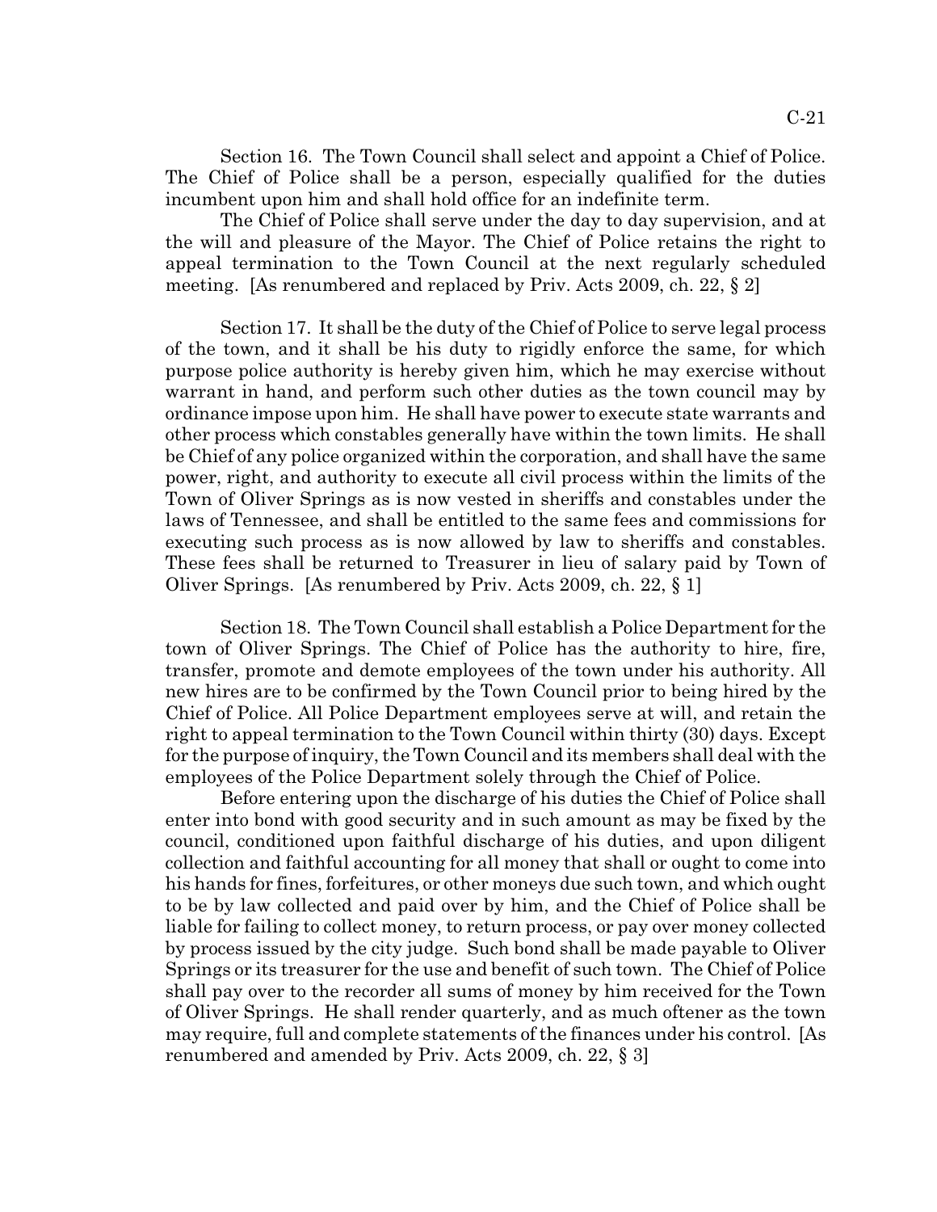Section 16. The Town Council shall select and appoint a Chief of Police. The Chief of Police shall be a person, especially qualified for the duties incumbent upon him and shall hold office for an indefinite term.

The Chief of Police shall serve under the day to day supervision, and at the will and pleasure of the Mayor. The Chief of Police retains the right to appeal termination to the Town Council at the next regularly scheduled meeting. [As renumbered and replaced by Priv. Acts 2009, ch. 22, § 2]

Section 17. It shall be the duty of the Chief of Police to serve legal process of the town, and it shall be his duty to rigidly enforce the same, for which purpose police authority is hereby given him, which he may exercise without warrant in hand, and perform such other duties as the town council may by ordinance impose upon him. He shall have power to execute state warrants and other process which constables generally have within the town limits. He shall be Chief of any police organized within the corporation, and shall have the same power, right, and authority to execute all civil process within the limits of the Town of Oliver Springs as is now vested in sheriffs and constables under the laws of Tennessee, and shall be entitled to the same fees and commissions for executing such process as is now allowed by law to sheriffs and constables. These fees shall be returned to Treasurer in lieu of salary paid by Town of Oliver Springs. [As renumbered by Priv. Acts 2009, ch. 22, § 1]

Section 18. The Town Council shall establish a Police Department for the town of Oliver Springs. The Chief of Police has the authority to hire, fire, transfer, promote and demote employees of the town under his authority. All new hires are to be confirmed by the Town Council prior to being hired by the Chief of Police. All Police Department employees serve at will, and retain the right to appeal termination to the Town Council within thirty (30) days. Except for the purpose of inquiry, the Town Council and its members shall deal with the employees of the Police Department solely through the Chief of Police.

Before entering upon the discharge of his duties the Chief of Police shall enter into bond with good security and in such amount as may be fixed by the council, conditioned upon faithful discharge of his duties, and upon diligent collection and faithful accounting for all money that shall or ought to come into his hands for fines, forfeitures, or other moneys due such town, and which ought to be by law collected and paid over by him, and the Chief of Police shall be liable for failing to collect money, to return process, or pay over money collected by process issued by the city judge. Such bond shall be made payable to Oliver Springs or its treasurer for the use and benefit of such town. The Chief of Police shall pay over to the recorder all sums of money by him received for the Town of Oliver Springs. He shall render quarterly, and as much oftener as the town may require, full and complete statements of the finances under his control. [As renumbered and amended by Priv. Acts 2009, ch. 22, § 3]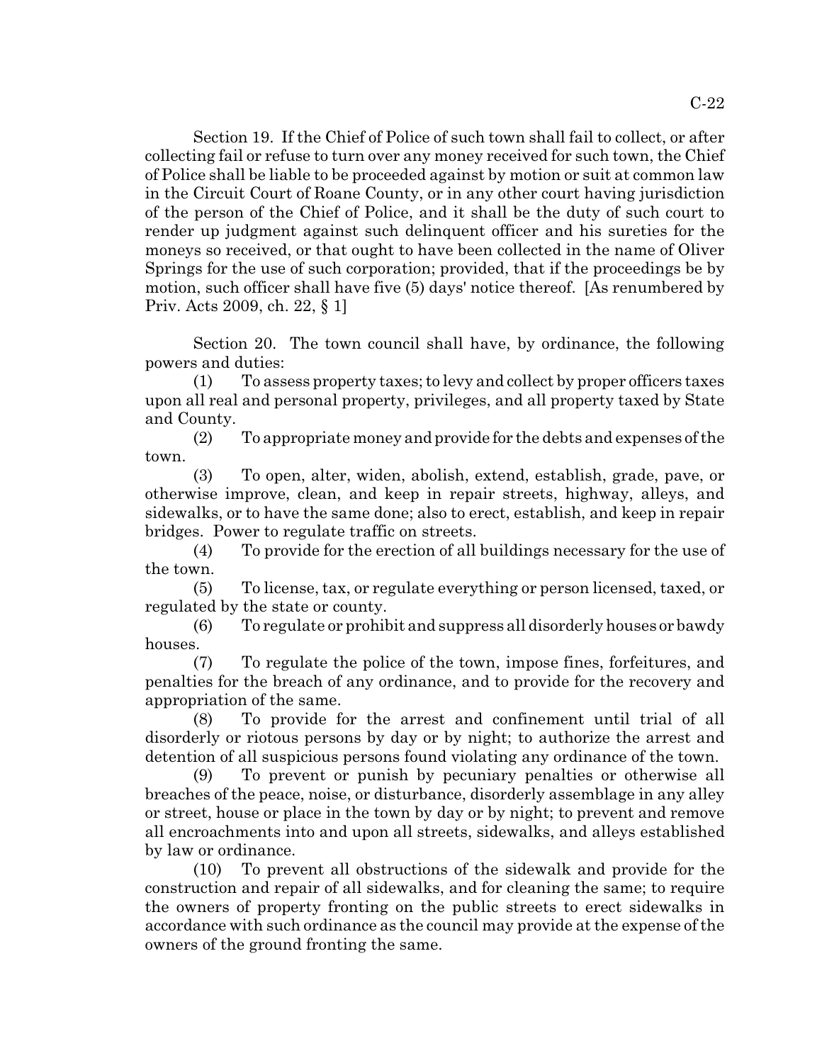Section 19. If the Chief of Police of such town shall fail to collect, or after collecting fail or refuse to turn over any money received for such town, the Chief of Police shall be liable to be proceeded against by motion or suit at common law in the Circuit Court of Roane County, or in any other court having jurisdiction of the person of the Chief of Police, and it shall be the duty of such court to render up judgment against such delinquent officer and his sureties for the moneys so received, or that ought to have been collected in the name of Oliver Springs for the use of such corporation; provided, that if the proceedings be by motion, such officer shall have five (5) days' notice thereof. [As renumbered by Priv. Acts 2009, ch. 22, § 1]

Section 20. The town council shall have, by ordinance, the following powers and duties:

(1) To assess property taxes; to levy and collect by proper officers taxes upon all real and personal property, privileges, and all property taxed by State and County.

(2) To appropriate money and provide for the debts and expenses of the town.

(3) To open, alter, widen, abolish, extend, establish, grade, pave, or otherwise improve, clean, and keep in repair streets, highway, alleys, and sidewalks, or to have the same done; also to erect, establish, and keep in repair bridges. Power to regulate traffic on streets.

(4) To provide for the erection of all buildings necessary for the use of the town.

(5) To license, tax, or regulate everything or person licensed, taxed, or regulated by the state or county.

(6) To regulate or prohibit and suppress all disorderly houses or bawdy houses.

(7) To regulate the police of the town, impose fines, forfeitures, and penalties for the breach of any ordinance, and to provide for the recovery and appropriation of the same.

(8) To provide for the arrest and confinement until trial of all disorderly or riotous persons by day or by night; to authorize the arrest and detention of all suspicious persons found violating any ordinance of the town.

(9) To prevent or punish by pecuniary penalties or otherwise all breaches of the peace, noise, or disturbance, disorderly assemblage in any alley or street, house or place in the town by day or by night; to prevent and remove all encroachments into and upon all streets, sidewalks, and alleys established by law or ordinance.

(10) To prevent all obstructions of the sidewalk and provide for the construction and repair of all sidewalks, and for cleaning the same; to require the owners of property fronting on the public streets to erect sidewalks in accordance with such ordinance as the council may provide at the expense of the owners of the ground fronting the same.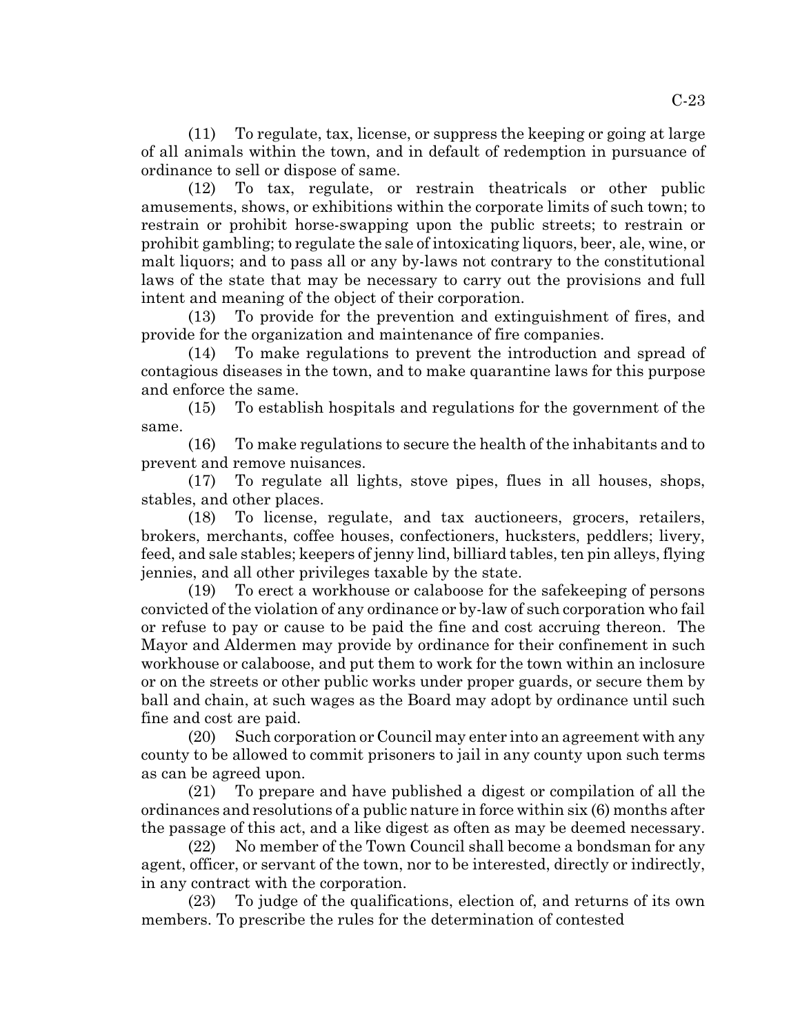(11) To regulate, tax, license, or suppress the keeping or going at large of all animals within the town, and in default of redemption in pursuance of ordinance to sell or dispose of same.

(12) To tax, regulate, or restrain theatricals or other public amusements, shows, or exhibitions within the corporate limits of such town; to restrain or prohibit horse-swapping upon the public streets; to restrain or prohibit gambling; to regulate the sale of intoxicating liquors, beer, ale, wine, or malt liquors; and to pass all or any by-laws not contrary to the constitutional laws of the state that may be necessary to carry out the provisions and full intent and meaning of the object of their corporation.

(13) To provide for the prevention and extinguishment of fires, and provide for the organization and maintenance of fire companies.

(14) To make regulations to prevent the introduction and spread of contagious diseases in the town, and to make quarantine laws for this purpose and enforce the same.

(15) To establish hospitals and regulations for the government of the same.

(16) To make regulations to secure the health of the inhabitants and to prevent and remove nuisances.

(17) To regulate all lights, stove pipes, flues in all houses, shops, stables, and other places.

(18) To license, regulate, and tax auctioneers, grocers, retailers, brokers, merchants, coffee houses, confectioners, hucksters, peddlers; livery, feed, and sale stables; keepers of jenny lind, billiard tables, ten pin alleys, flying jennies, and all other privileges taxable by the state.

(19) To erect a workhouse or calaboose for the safekeeping of persons convicted of the violation of any ordinance or by-law of such corporation who fail or refuse to pay or cause to be paid the fine and cost accruing thereon. The Mayor and Aldermen may provide by ordinance for their confinement in such workhouse or calaboose, and put them to work for the town within an inclosure or on the streets or other public works under proper guards, or secure them by ball and chain, at such wages as the Board may adopt by ordinance until such fine and cost are paid.

(20) Such corporation or Council may enter into an agreement with any county to be allowed to commit prisoners to jail in any county upon such terms as can be agreed upon.

(21) To prepare and have published a digest or compilation of all the ordinances and resolutions of a public nature in force within six (6) months after the passage of this act, and a like digest as often as may be deemed necessary.

(22) No member of the Town Council shall become a bondsman for any agent, officer, or servant of the town, nor to be interested, directly or indirectly, in any contract with the corporation.

(23) To judge of the qualifications, election of, and returns of its own members. To prescribe the rules for the determination of contested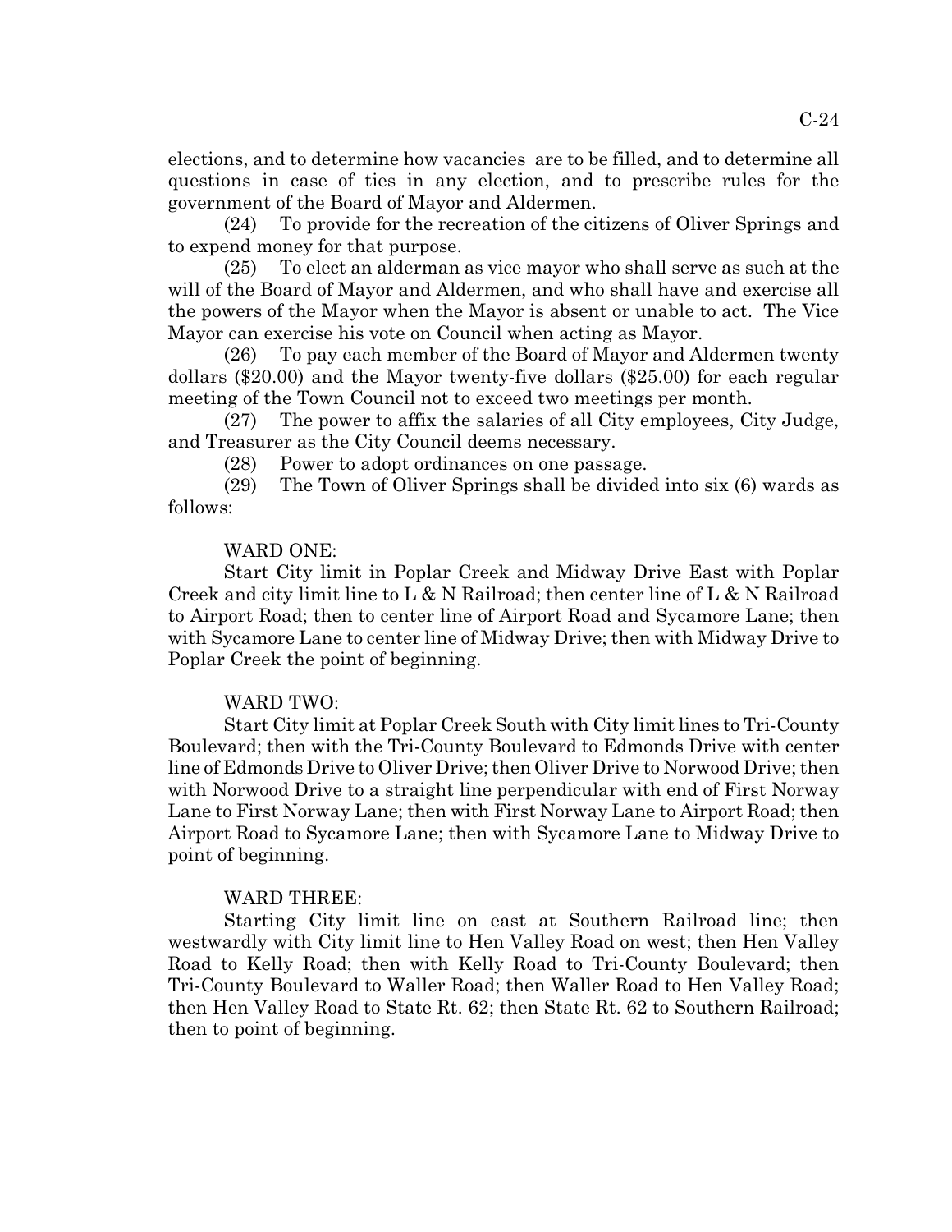elections, and to determine how vacancies are to be filled, and to determine all questions in case of ties in any election, and to prescribe rules for the government of the Board of Mayor and Aldermen.

(24) To provide for the recreation of the citizens of Oliver Springs and to expend money for that purpose.

(25) To elect an alderman as vice mayor who shall serve as such at the will of the Board of Mayor and Aldermen, and who shall have and exercise all the powers of the Mayor when the Mayor is absent or unable to act. The Vice Mayor can exercise his vote on Council when acting as Mayor.

(26) To pay each member of the Board of Mayor and Aldermen twenty dollars ($20.00) and the Mayor twenty-five dollars ($25.00) for each regular meeting of the Town Council not to exceed two meetings per month.

(27) The power to affix the salaries of all City employees, City Judge, and Treasurer as the City Council deems necessary.

(28) Power to adopt ordinances on one passage.

(29) The Town of Oliver Springs shall be divided into six (6) wards as follows:

WARD ONE:

Start City limit in Poplar Creek and Midway Drive East with Poplar Creek and city limit line to L & N Railroad; then center line of L & N Railroad to Airport Road; then to center line of Airport Road and Sycamore Lane; then with Sycamore Lane to center line of Midway Drive; then with Midway Drive to Poplar Creek the point of beginning.

WARD TWO:

Start City limit at Poplar Creek South with City limit lines to Tri-County Boulevard; then with the Tri-County Boulevard to Edmonds Drive with center line of Edmonds Drive to Oliver Drive; then Oliver Drive to Norwood Drive; then with Norwood Drive to a straight line perpendicular with end of First Norway Lane to First Norway Lane; then with First Norway Lane to Airport Road; then Airport Road to Sycamore Lane; then with Sycamore Lane to Midway Drive to point of beginning.

WARD THREE:

Starting City limit line on east at Southern Railroad line; then westwardly with City limit line to Hen Valley Road on west; then Hen Valley Road to Kelly Road; then with Kelly Road to Tri-County Boulevard; then Tri-County Boulevard to Waller Road; then Waller Road to Hen Valley Road; then Hen Valley Road to State Rt. 62; then State Rt. 62 to Southern Railroad; then to point of beginning.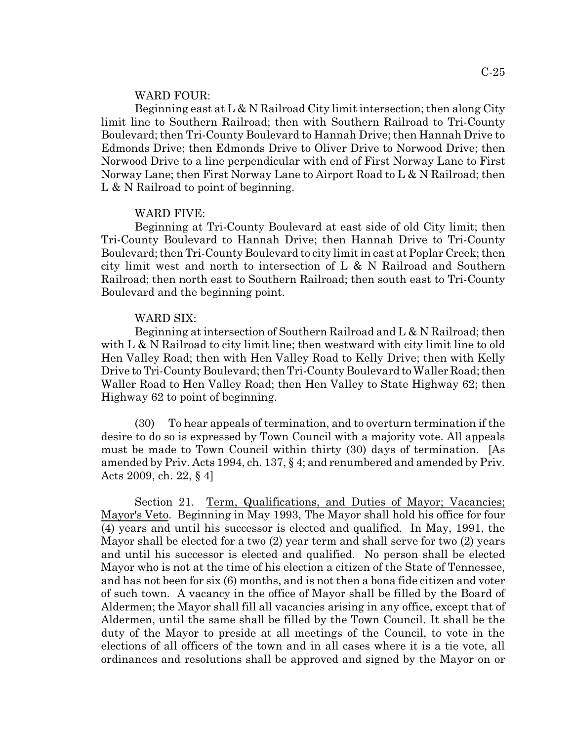WARD FOUR:

Beginning east at L & N Railroad City limit intersection; then along City limit line to Southern Railroad; then with Southern Railroad to Tri-County Boulevard; then Tri-County Boulevard to Hannah Drive; then Hannah Drive to Edmonds Drive; then Edmonds Drive to Oliver Drive to Norwood Drive; then Norwood Drive to a line perpendicular with end of First Norway Lane to First Norway Lane; then First Norway Lane to Airport Road to L & N Railroad; then L & N Railroad to point of beginning.

WARD FIVE:

Beginning at Tri-County Boulevard at east side of old City limit; then Tri-County Boulevard to Hannah Drive; then Hannah Drive to Tri-County Boulevard; then Tri-County Boulevard to city limit in east at Poplar Creek; then city limit west and north to intersection of L & N Railroad and Southern Railroad; then north east to Southern Railroad; then south east to Tri-County Boulevard and the beginning point.

WARD SIX:

Beginning at intersection of Southern Railroad and L & N Railroad; then with L & N Railroad to city limit line; then westward with city limit line to old Hen Valley Road; then with Hen Valley Road to Kelly Drive; then with Kelly Drive to Tri-County Boulevard; then Tri-County Boulevard to Waller Road; then Waller Road to Hen Valley Road; then Hen Valley to State Highway 62; then Highway 62 to point of beginning.

(30) To hear appeals of termination, and to overturn termination if the desire to do so is expressed by Town Council with a majority vote. All appeals must be made to Town Council within thirty (30) days of termination. [As amended by Priv. Acts 1994, ch. 137, § 4; and renumbered and amended by Priv. Acts 2009, ch. 22, § 4]

Section 21. Term, Qualifications, and Duties of Mayor; Vacancies; Mayor's Veto. Beginning in May 1993, The Mayor shall hold his office for four (4) years and until his successor is elected and qualified. In May, 1991, the Mayor shall be elected for a two (2) year term and shall serve for two (2) years and until his successor is elected and qualified. No person shall be elected Mayor who is not at the time of his election a citizen of the State of Tennessee, and has not been for six (6) months, and is not then a bona fide citizen and voter of such town. A vacancy in the office of Mayor shall be filled by the Board of Aldermen; the Mayor shall fill all vacancies arising in any office, except that of Aldermen, until the same shall be filled by the Town Council. It shall be the duty of the Mayor to preside at all meetings of the Council, to vote in the elections of all officers of the town and in all cases where it is a tie vote, all ordinances and resolutions shall be approved and signed by the Mayor on or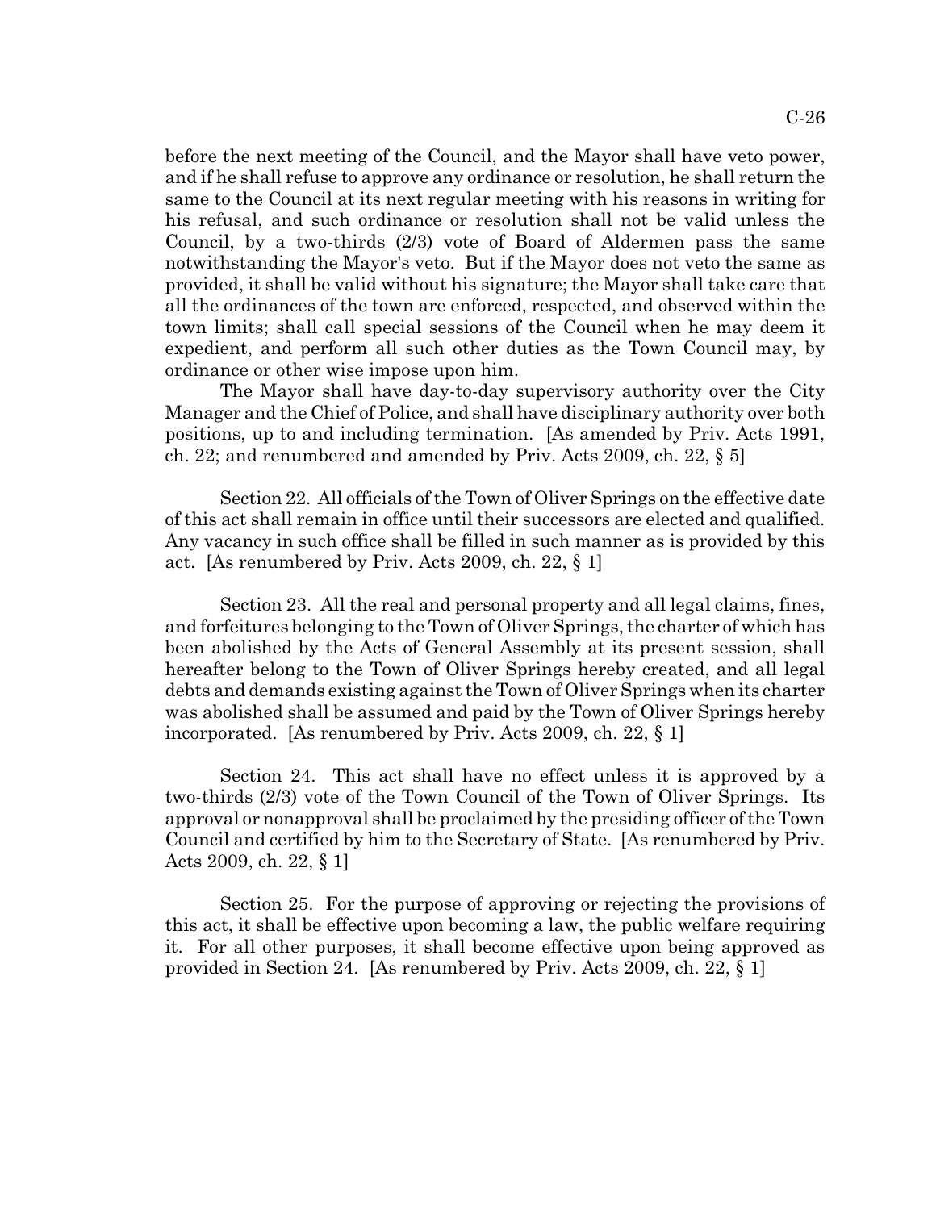before the next meeting of the Council, and the Mayor shall have veto power, and if he shall refuse to approve any ordinance or resolution, he shall return the same to the Council at its next regular meeting with his reasons in writing for his refusal, and such ordinance or resolution shall not be valid unless the Council, by a two-thirds (2/3) vote of Board of Aldermen pass the same notwithstanding the Mayor's veto. But if the Mayor does not veto the same as provided, it shall be valid without his signature; the Mayor shall take care that all the ordinances of the town are enforced, respected, and observed within the town limits; shall call special sessions of the Council when he may deem it expedient, and perform all such other duties as the Town Council may, by ordinance or other wise impose upon him.

The Mayor shall have day-to-day supervisory authority over the City Manager and the Chief of Police, and shall have disciplinary authority over both positions, up to and including termination. [As amended by Priv. Acts 1991, ch. 22; and renumbered and amended by Priv. Acts 2009, ch. 22, § 5]

Section 22. All officials of the Town of Oliver Springs on the effective date of this act shall remain in office until their successors are elected and qualified. Any vacancy in such office shall be filled in such manner as is provided by this act. [As renumbered by Priv. Acts 2009, ch. 22, § 1]

Section 23. All the real and personal property and all legal claims, fines, and forfeitures belonging to the Town of Oliver Springs, the charter of which has been abolished by the Acts of General Assembly at its present session, shall hereafter belong to the Town of Oliver Springs hereby created, and all legal debts and demands existing against the Town of Oliver Springs when its charter was abolished shall be assumed and paid by the Town of Oliver Springs hereby incorporated. [As renumbered by Priv. Acts 2009, ch. 22, § 1]

Section 24. This act shall have no effect unless it is approved by a two-thirds (2/3) vote of the Town Council of the Town of Oliver Springs. Its approval or nonapproval shall be proclaimed by the presiding officer of the Town Council and certified by him to the Secretary of State. [As renumbered by Priv. Acts 2009, ch. 22, § 1]

Section 25. For the purpose of approving or rejecting the provisions of this act, it shall be effective upon becoming a law, the public welfare requiring it. For all other purposes, it shall become effective upon being approved as provided in Section 24. [As renumbered by Priv. Acts 2009, ch. 22, § 1]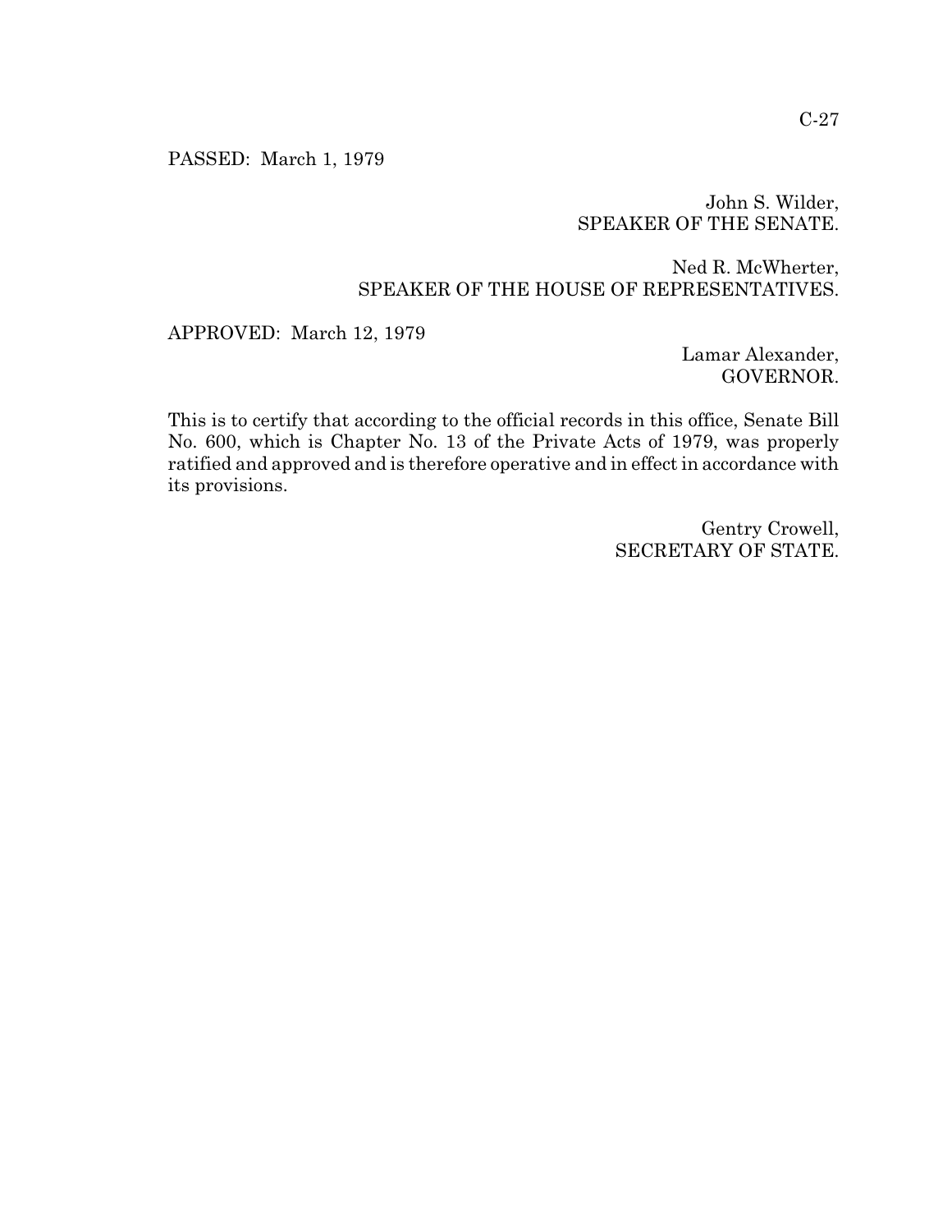PASSED: March 1, 1979

John S. Wilder,
SPEAKER OF THE SENATE.

Ned R. McWherter,
SPEAKER OF THE HOUSE OF REPRESENTATIVES.

APPROVED: March 12, 1979

Lamar Alexander,
GOVERNOR.

This is to certify that according to the official records in this office, Senate Bill No. 600, which is Chapter No. 13 of the Private Acts of 1979, was properly ratified and approved and is therefore operative and in effect in accordance with its provisions.

Gentry Crowell,
SECRETARY OF STATE.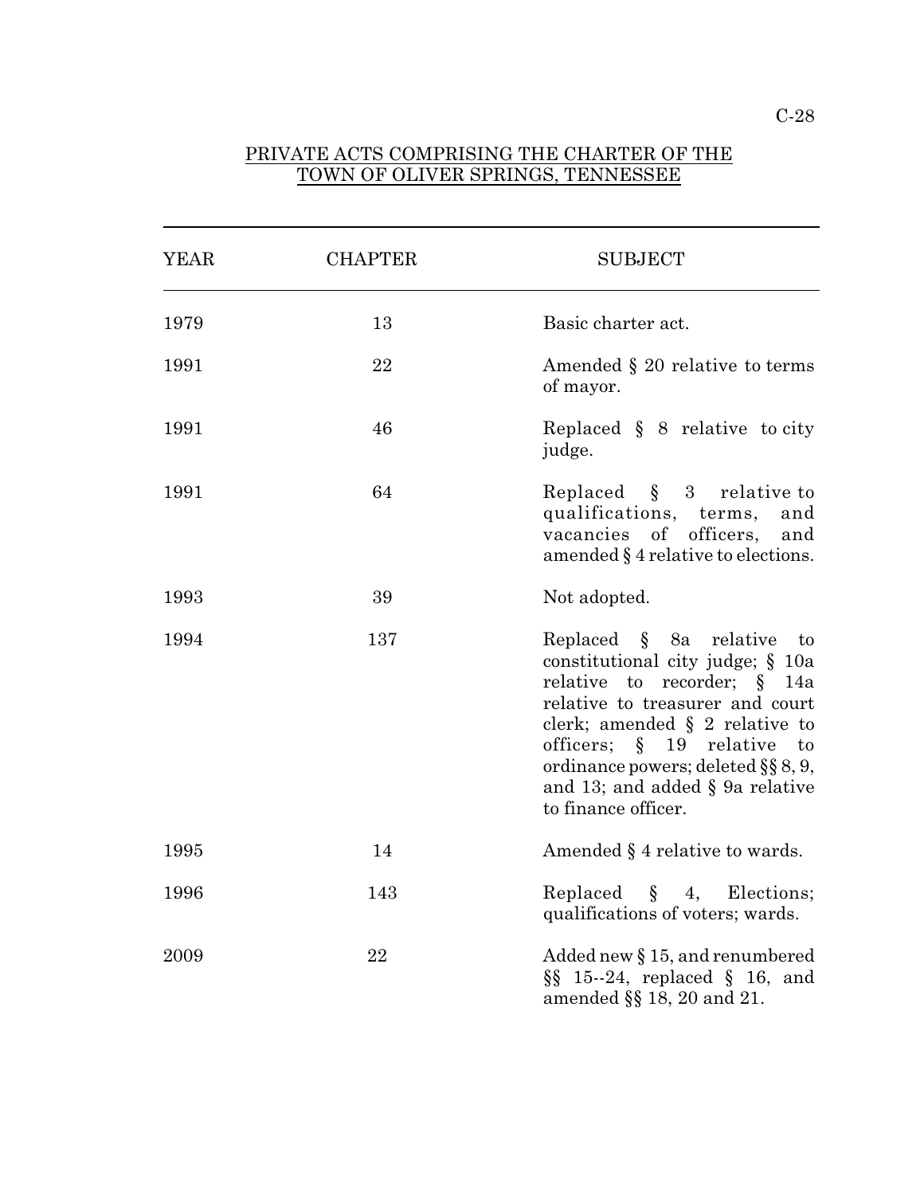PRIVATE ACTS COMPRISING THE CHARTER OF THE TOWN OF OLIVER SPRINGS, TENNESSEE

| YEAR | CHAPTER | SUBJECT |
|---|---|---|
| 1979 | 13 | Basic charter act. |
| 1991 | 22 | Amended § 20 relative to terms of mayor. |
| 1991 | 46 | Replaced § 8 relative to city judge. |
| 1991 | 64 | Replaced § 3 relative to qualifications, terms, and vacancies of officers, and amended § 4 relative to elections. |
| 1993 | 39 | Not adopted. |
| 1994 | 137 | Replaced § 8a relative to constitutional city judge; § 10a relative to recorder; § 14a relative to treasurer and court clerk; amended § 2 relative to officers; § 19 relative to ordinance powers; deleted §§ 8, 9, and 13; and added § 9a relative to finance officer. |
| 1995 | 14 | Amended § 4 relative to wards. |
| 1996 | 143 | Replaced § 4, Elections; qualifications of voters; wards. |
| 2009 | 22 | Added new § 15, and renumbered §§ 15--24, replaced § 16, and amended §§ 18, 20 and 21. |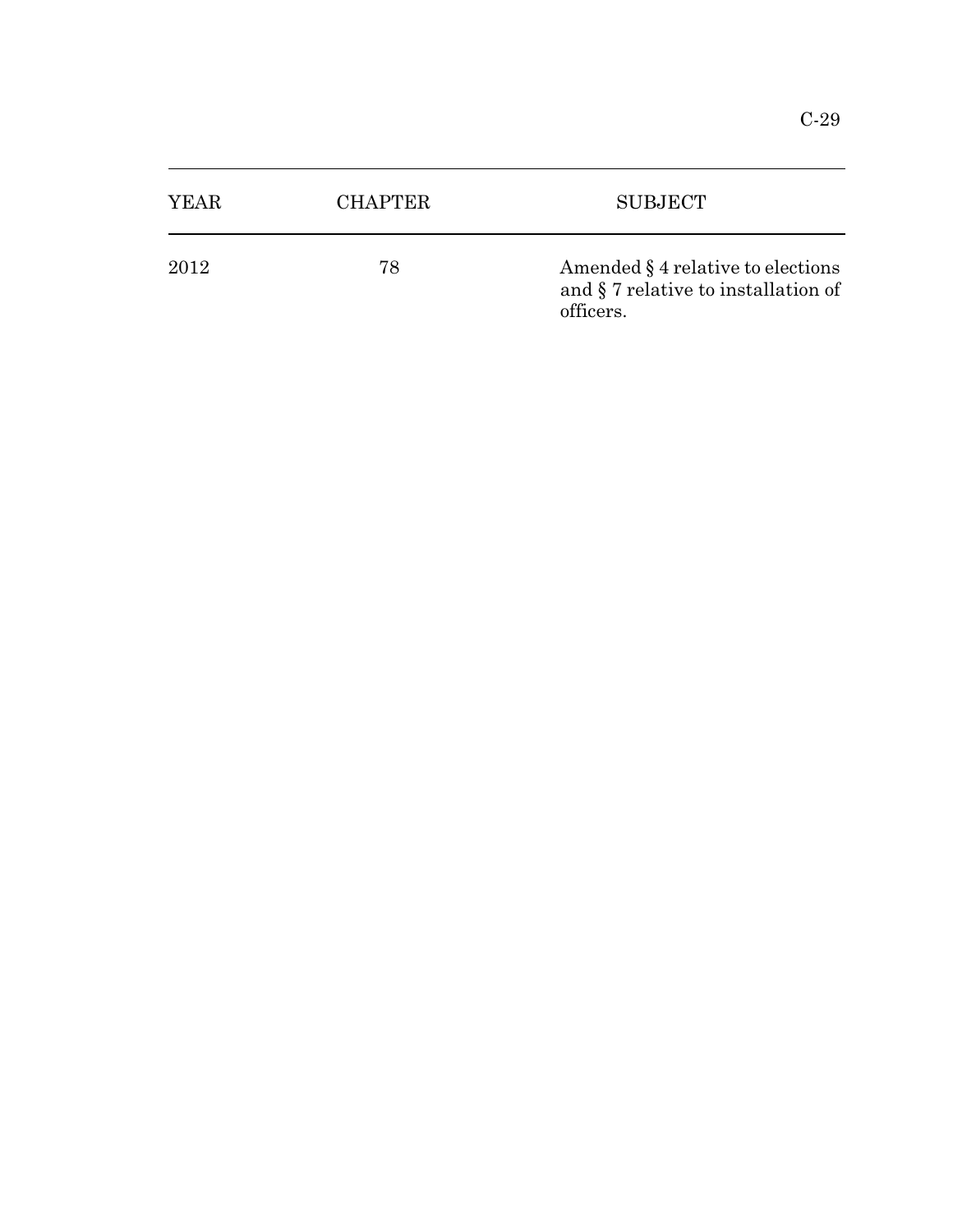| YEAR | CHAPTER | SUBJECT |
|---|---|---|
| 2012 | 78 | Amended § 4 relative to elections and § 7 relative to installation of officers. |